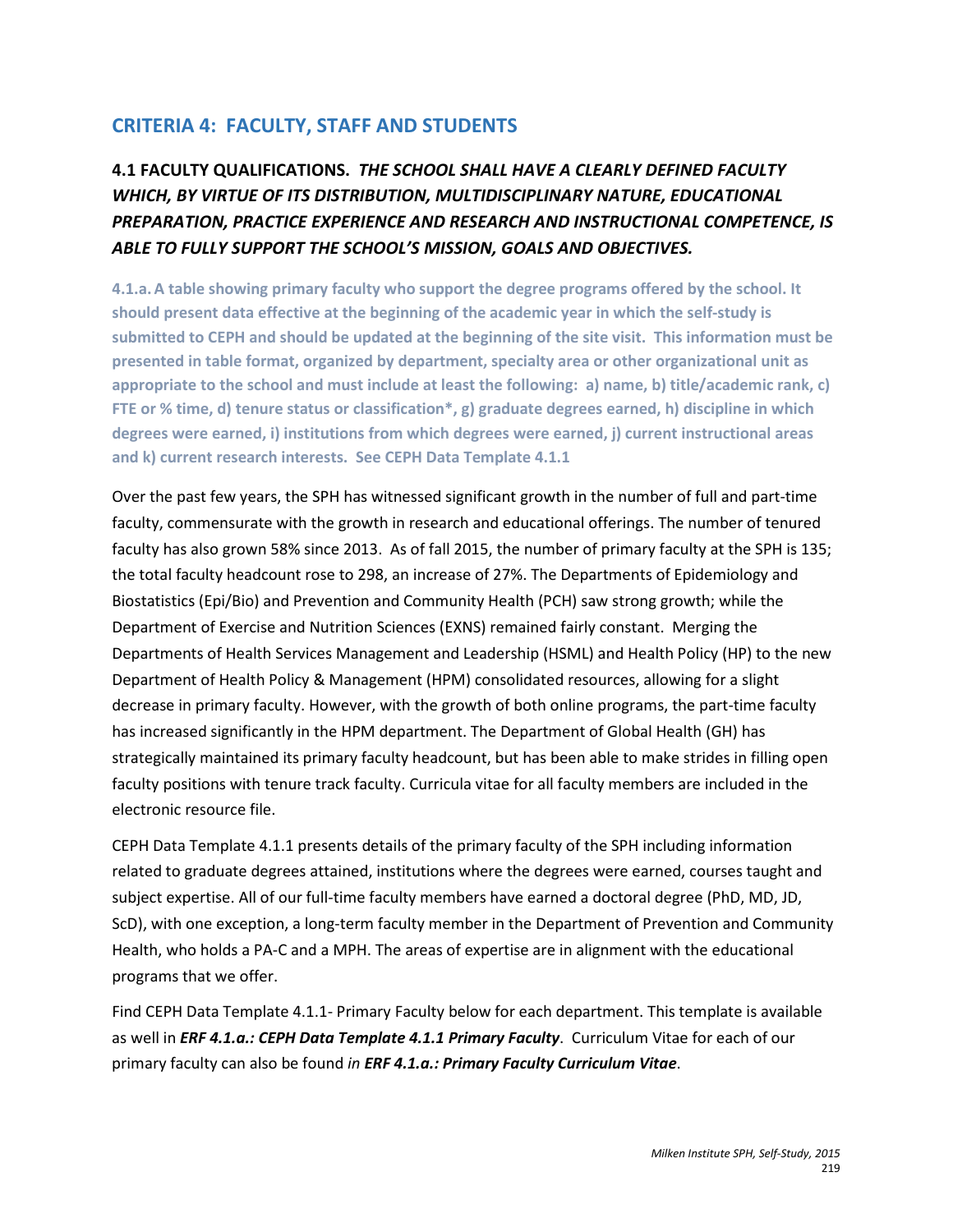## CRITERIA 4: FACULTY, STAFF AND STUDENTS

### 4.1 FACULTY QUALIFICATIONS. *THE SCHOOL SHALL HAVE A CLEARLY DEFINED FACULTY WHICH, BY VIRTUE OF ITS DISTRIBUTION, MULTIDISCIPLINARY NATURE, EDUCATIONAL PREPARATION, PRACTICE EXPERIENCE AND RESEARCH AND INSTRUCTIONAL COMPETENCE, IS ABLE TO FULLY SUPPORT THE SCHOOL'S MISSION, GOALS AND OBJECTIVES.*

**4.1.a. A table showing primary faculty who support the degree programs offered by the school. It should present data effective at the beginning of the academic year in which the self-study is submitted to CEPH and should be updated at the beginning of the site visit. This information must be presented in table format, organized by department, specialty area or other organizational unit as appropriate to the school and must include at least the following: a) name, b) title/academic rank, c) FTE or % time, d) tenure status or classification*, g) graduate degrees earned, h) discipline in which degrees were earned, i) institutions from which degrees were earned, j) current instructional areas and k) current research interests. See CEPH Data Template 4.1.1**

Over the past few years, the SPH has witnessed significant growth in the number of full and part-time faculty, commensurate with the growth in research and educational offerings. The number of tenured faculty has also grown 58% since 2013. As of fall 2015, the number of primary faculty at the SPH is 135; the total faculty headcount rose to 298, an increase of 27%. The Departments of Epidemiology and Biostatistics (Epi/Bio) and Prevention and Community Health (PCH) saw strong growth; while the Department of Exercise and Nutrition Sciences (EXNS) remained fairly constant. Merging the Departments of Health Services Management and Leadership (HSML) and Health Policy (HP) to the new Department of Health Policy & Management (HPM) consolidated resources, allowing for a slight decrease in primary faculty. However, with the growth of both online programs, the part-time faculty has increased significantly in the HPM department. The Department of Global Health (GH) has strategically maintained its primary faculty headcount, but has been able to make strides in filling open faculty positions with tenure track faculty. Curricula vitae for all faculty members are included in the electronic resource file.

CEPH Data Template 4.1.1 presents details of the primary faculty of the SPH including information related to graduate degrees attained, institutions where the degrees were earned, courses taught and subject expertise. All of our full-time faculty members have earned a doctoral degree (PhD, MD, JD, ScD), with one exception, a long-term faculty member in the Department of Prevention and Community Health, who holds a PA-C and a MPH. The areas of expertise are in alignment with the educational programs that we offer.

Find CEPH Data Template 4.1.1- Primary Faculty below for each department. This template is available as well in ***ERF 4.1.a.: CEPH Data Template 4.1.1 Primary Faculty***. Curriculum Vitae for each of our primary faculty can also be found *in* ***ERF 4.1.a.: Primary Faculty Curriculum Vitae***.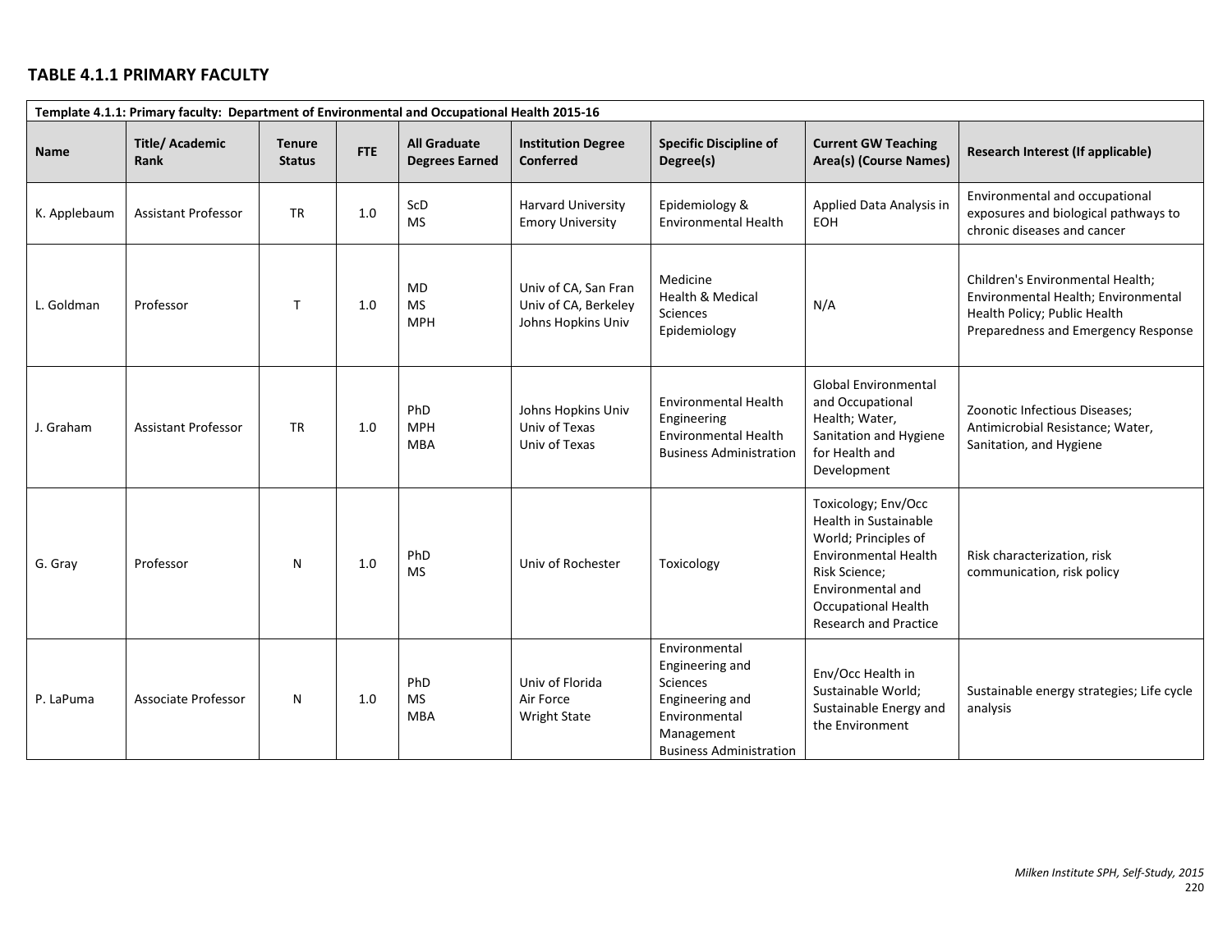## TABLE 4.1.1 PRIMARY FACULTY

| Template 4.1.1: Primary faculty: Department of Environmental and Occupational Health 2015-16 | | | | | | | | |
|---|---|---|---|---|---|---|---|---|
| **Name** | **Title/ Academic Rank** | **Tenure Status** | **FTE** | **All Graduate Degrees Earned** | **Institution Degree Conferred** | **Specific Discipline of Degree(s)** | **Current GW Teaching Area(s) (Course Names)** | **Research Interest (If applicable)** |
| K. Applebaum | Assistant Professor | TR | 1.0 | ScD<br>MS | Harvard University<br>Emory University | Epidemiology & Environmental Health | Applied Data Analysis in EOH | Environmental and occupational exposures and biological pathways to chronic diseases and cancer |
| L. Goldman | Professor | T | 1.0 | MD<br>MS<br>MPH | Univ of CA, San Fran<br>Univ of CA, Berkeley<br>Johns Hopkins Univ | Medicine<br>Health & Medical Sciences<br>Epidemiology | N/A | Children's Environmental Health; Environmental Health; Environmental Health Policy; Public Health Preparedness and Emergency Response |
| J. Graham | Assistant Professor | TR | 1.0 | PhD<br>MPH<br>MBA | Johns Hopkins Univ<br>Univ of Texas<br>Univ of Texas | Environmental Health Engineering<br>Environmental Health<br>Business Administration | Global Environmental and Occupational Health; Water, Sanitation and Hygiene for Health and Development | Zoonotic Infectious Diseases; Antimicrobial Resistance; Water, Sanitation, and Hygiene |
| G. Gray | Professor | N | 1.0 | PhD<br>MS | Univ of Rochester | Toxicology | Toxicology; Env/Occ Health in Sustainable World; Principles of Environmental Health Risk Science; Environmental and Occupational Health Research and Practice | Risk characterization, risk communication, risk policy |
| P. LaPuma | Associate Professor | N | 1.0 | PhD<br>MS<br>MBA | Univ of Florida<br>Air Force<br>Wright State | Environmental Engineering and Sciences<br>Engineering and Environmental Management<br>Business Administration | Env/Occ Health in Sustainable World; Sustainable Energy and the Environment | Sustainable energy strategies; Life cycle analysis |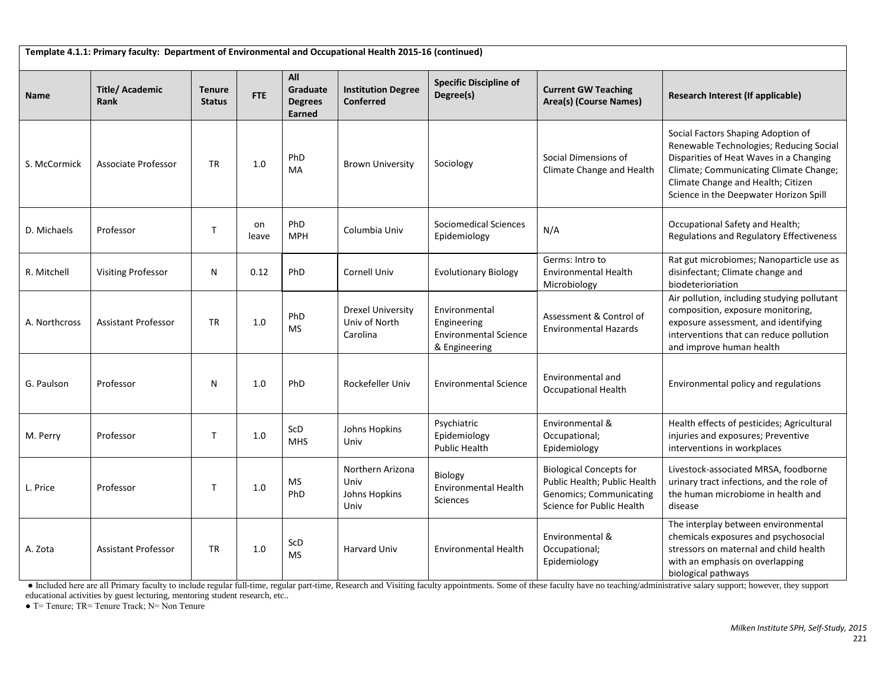**Template 4.1.1: Primary faculty: Department of Environmental and Occupational Health 2015-16 (continued)**

| Name | Title/ Academic Rank | Tenure Status | FTE | All Graduate Degrees Earned | Institution Degree Conferred | Specific Discipline of Degree(s) | Current GW Teaching Area(s) (Course Names) | Research Interest (If applicable) |
|---|---|---|---|---|---|---|---|---|
| S. McCormick | Associate Professor | TR | 1.0 | PhD<br>MA | Brown University | Sociology | Social Dimensions of Climate Change and Health | Social Factors Shaping Adoption of Renewable Technologies; Reducing Social Disparities of Heat Waves in a Changing Climate; Communicating Climate Change; Climate Change and Health; Citizen Science in the Deepwater Horizon Spill |
| D. Michaels | Professor | T | on leave | PhD<br>MPH | Columbia Univ | Sociomedical Sciences<br>Epidemiology | N/A | Occupational Safety and Health; Regulations and Regulatory Effectiveness |
| R. Mitchell | Visiting Professor | N | 0.12 | PhD | Cornell Univ | Evolutionary Biology | Germs: Intro to Environmental Health Microbiology | Rat gut microbiomes; Nanoparticle use as disinfectant; Climate change and biodeterioriation |
| A. Northcross | Assistant Professor | TR | 1.0 | PhD<br>MS | Drexel University<br>Univ of North Carolina | Environmental Engineering<br>Environmental Science & Engineering | Assessment & Control of Environmental Hazards | Air pollution, including studying pollutant composition, exposure monitoring, exposure assessment, and identifying interventions that can reduce pollution and improve human health |
| G. Paulson | Professor | N | 1.0 | PhD | Rockefeller Univ | Environmental Science | Environmental and Occupational Health | Environmental policy and regulations |
| M. Perry | Professor | T | 1.0 | ScD<br>MHS | Johns Hopkins Univ | Psychiatric Epidemiology<br>Public Health | Environmental & Occupational; Epidemiology | Health effects of pesticides; Agricultural injuries and exposures; Preventive interventions in workplaces |
| L. Price | Professor | T | 1.0 | MS<br>PhD | Northern Arizona Univ<br>Johns Hopkins Univ | Biology<br>Environmental Health Sciences | Biological Concepts for Public Health; Public Health Genomics; Communicating Science for Public Health | Livestock-associated MRSA, foodborne urinary tract infections, and the role of the human microbiome in health and disease |
| A. Zota | Assistant Professor | TR | 1.0 | ScD<br>MS | Harvard Univ | Environmental Health | Environmental & Occupational; Epidemiology | The interplay between environmental chemicals exposures and psychosocial stressors on maternal and child health with an emphasis on overlapping biological pathways |

- Included here are all Primary faculty to include regular full-time, regular part-time, Research and Visiting faculty appointments. Some of these faculty have no teaching/administrative salary support; however, they support educational activities by guest lecturing, mentoring student research, etc..
- T= Tenure; TR= Tenure Track; N= Non Tenure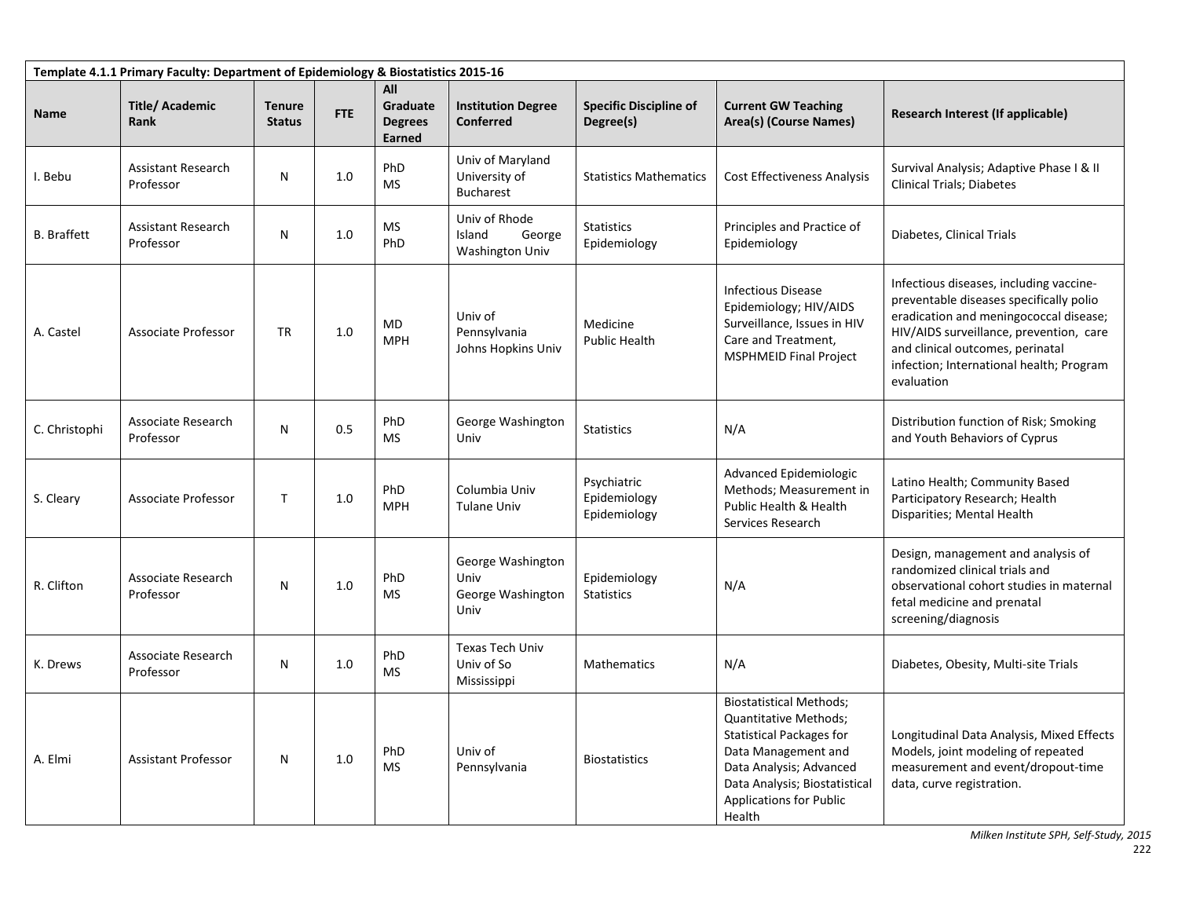| Template 4.1.1 Primary Faculty: Department of Epidemiology & Biostatistics 2015-16 | | | | | | | | |
|---|---|---|---|---|---|---|---|---|
| **Name** | **Title/ Academic Rank** | **Tenure Status** | **FTE** | **All Graduate Degrees Earned** | **Institution Degree Conferred** | **Specific Discipline of Degree(s)** | **Current GW Teaching Area(s) (Course Names)** | **Research Interest (If applicable)** |
| I. Bebu | Assistant Research Professor | N | 1.0 | PhD MS | Univ of Maryland University of Bucharest | Statistics Mathematics | Cost Effectiveness Analysis | Survival Analysis; Adaptive Phase I & II Clinical Trials; Diabetes |
| B. Braffett | Assistant Research Professor | N | 1.0 | MS PhD | Univ of Rhode Island George Washington Univ | Statistics Epidemiology | Principles and Practice of Epidemiology | Diabetes, Clinical Trials |
| A. Castel | Associate Professor | TR | 1.0 | MD MPH | Univ of Pennsylvania Johns Hopkins Univ | Medicine Public Health | Infectious Disease Epidemiology; HIV/AIDS Surveillance, Issues in HIV Care and Treatment, MSPHMEID Final Project | Infectious diseases, including vaccine-preventable diseases specifically polio eradication and meningococcal disease; HIV/AIDS surveillance, prevention, care and clinical outcomes, perinatal infection; International health; Program evaluation |
| C. Christophi | Associate Research Professor | N | 0.5 | PhD MS | George Washington Univ | Statistics | N/A | Distribution function of Risk; Smoking and Youth Behaviors of Cyprus |
| S. Cleary | Associate Professor | T | 1.0 | PhD MPH | Columbia Univ Tulane Univ | Psychiatric Epidemiology Epidemiology | Advanced Epidemiologic Methods; Measurement in Public Health & Health Services Research | Latino Health; Community Based Participatory Research; Health Disparities; Mental Health |
| R. Clifton | Associate Research Professor | N | 1.0 | PhD MS | George Washington Univ George Washington Univ | Epidemiology Statistics | N/A | Design, management and analysis of randomized clinical trials and observational cohort studies in maternal fetal medicine and prenatal screening/diagnosis |
| K. Drews | Associate Research Professor | N | 1.0 | PhD MS | Texas Tech Univ Univ of So Mississippi | Mathematics | N/A | Diabetes, Obesity, Multi-site Trials |
| A. Elmi | Assistant Professor | N | 1.0 | PhD MS | Univ of Pennsylvania | Biostatistics | Biostatistical Methods; Quantitative Methods; Statistical Packages for Data Management and Data Analysis; Advanced Data Analysis; Biostatistical Applications for Public Health | Longitudinal Data Analysis, Mixed Effects Models, joint modeling of repeated measurement and event/dropout-time data, curve registration. |

*Milken Institute SPH, Self-Study, 2015*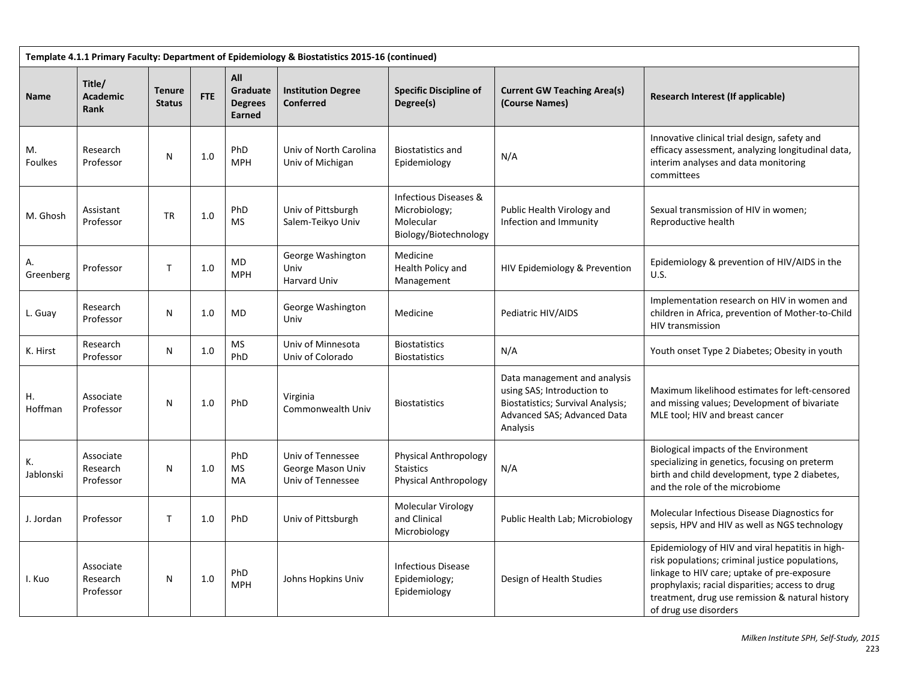| Template 4.1.1 Primary Faculty: Department of Epidemiology & Biostatistics 2015-16 (continued) | | | | | | | | |
|---|---|---|---|---|---|---|---|---|
| **Name** | **Title/ Academic Rank** | **Tenure Status** | **FTE** | **All Graduate Degrees Earned** | **Institution Degree Conferred** | **Specific Discipline of Degree(s)** | **Current GW Teaching Area(s) (Course Names)** | **Research Interest (If applicable)** |
| M. Foulkes | Research Professor | N | 1.0 | PhD<br>MPH | Univ of North Carolina<br>Univ of Michigan | Biostatistics and Epidemiology | N/A | Innovative clinical trial design, safety and efficacy assessment, analyzing longitudinal data, interim analyses and data monitoring committees |
| M. Ghosh | Assistant Professor | TR | 1.0 | PhD<br>MS | Univ of Pittsburgh<br>Salem-Teikyo Univ | Infectious Diseases & Microbiology; Molecular Biology/Biotechnology | Public Health Virology and Infection and Immunity | Sexual transmission of HIV in women; Reproductive health |
| A. Greenberg | Professor | T | 1.0 | MD<br>MPH | George Washington Univ<br>Harvard Univ | Medicine<br>Health Policy and Management | HIV Epidemiology & Prevention | Epidemiology & prevention of HIV/AIDS in the U.S. |
| L. Guay | Research Professor | N | 1.0 | MD | George Washington Univ | Medicine | Pediatric HIV/AIDS | Implementation research on HIV in women and children in Africa, prevention of Mother-to-Child HIV transmission |
| K. Hirst | Research Professor | N | 1.0 | MS<br>PhD | Univ of Minnesota<br>Univ of Colorado | Biostatistics<br>Biostatistics | N/A | Youth onset Type 2 Diabetes; Obesity in youth |
| H. Hoffman | Associate Professor | N | 1.0 | PhD | Virginia Commonwealth Univ | Biostatistics | Data management and analysis using SAS; Introduction to Biostatistics; Survival Analysis; Advanced SAS; Advanced Data Analysis | Maximum likelihood estimates for left-censored and missing values; Development of bivariate MLE tool; HIV and breast cancer |
| K. Jablonski | Associate Research Professor | N | 1.0 | PhD<br>MS<br>MA | Univ of Tennessee<br>George Mason Univ<br>Univ of Tennessee | Physical Anthropology<br>Staistics<br>Physical Anthropology | N/A | Biological impacts of the Environment specializing in genetics, focusing on preterm birth and child development, type 2 diabetes, and the role of the microbiome |
| J. Jordan | Professor | T | 1.0 | PhD | Univ of Pittsburgh | Molecular Virology and Clinical Microbiology | Public Health Lab; Microbiology | Molecular Infectious Disease Diagnostics for sepsis, HPV and HIV as well as NGS technology |
| I. Kuo | Associate Research Professor | N | 1.0 | PhD<br>MPH | Johns Hopkins Univ | Infectious Disease Epidemiology; Epidemiology | Design of Health Studies | Epidemiology of HIV and viral hepatitis in high-risk populations; criminal justice populations, linkage to HIV care; uptake of pre-exposure prophylaxis; racial disparities; access to drug treatment, drug use remission & natural history of drug use disorders |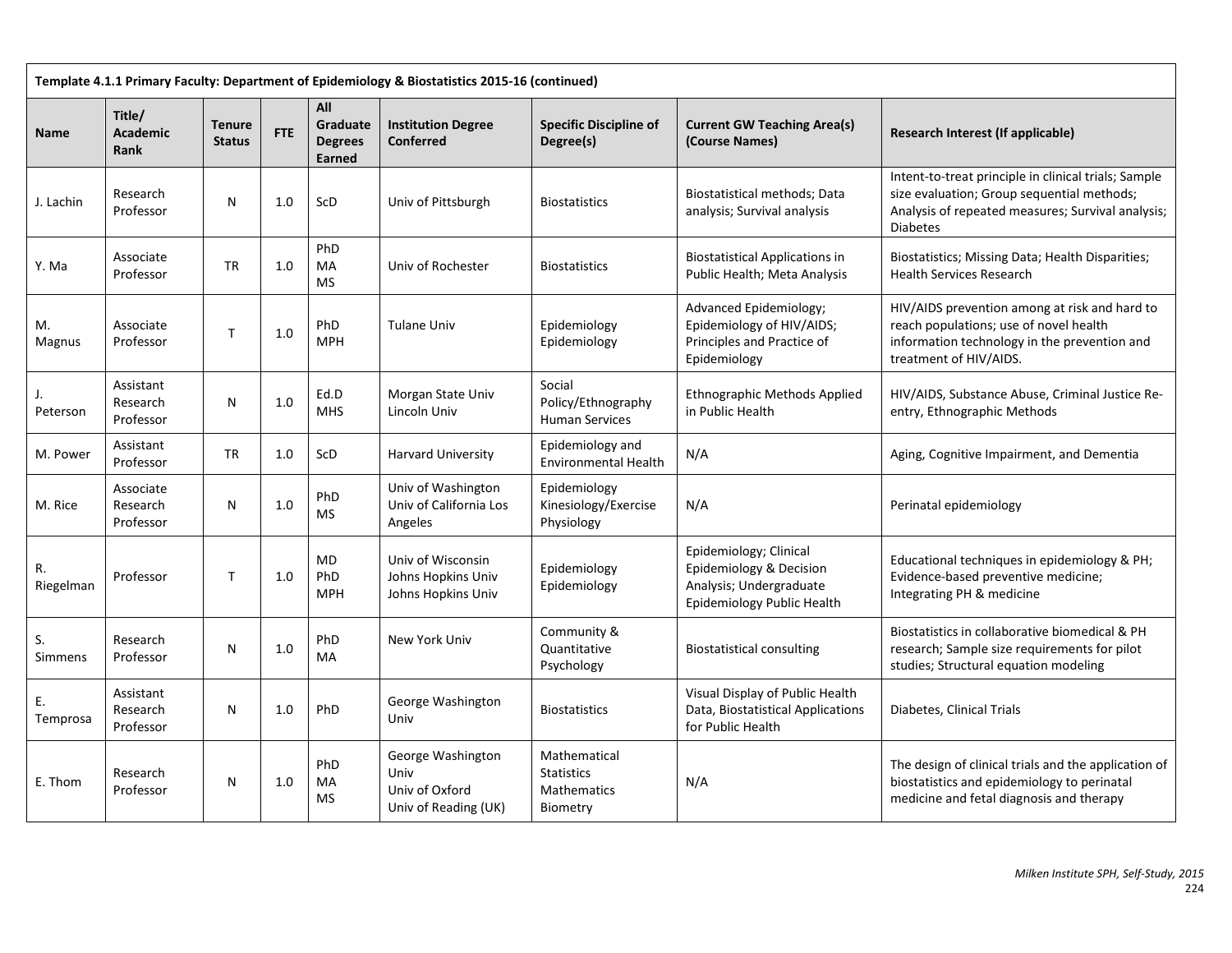| Template 4.1.1 Primary Faculty: Department of Epidemiology & Biostatistics 2015-16 (continued) | | | | | | | | |
|---|---|---|---|---|---|---|---|---|
| **Name** | **Title/ Academic Rank** | **Tenure Status** | **FTE** | **All Graduate Degrees Earned** | **Institution Degree Conferred** | **Specific Discipline of Degree(s)** | **Current GW Teaching Area(s) (Course Names)** | **Research Interest (If applicable)** |
| J. Lachin | Research Professor | N | 1.0 | ScD | Univ of Pittsburgh | Biostatistics | Biostatistical methods; Data analysis; Survival analysis | Intent-to-treat principle in clinical trials; Sample size evaluation; Group sequential methods; Analysis of repeated measures; Survival analysis; Diabetes |
| Y. Ma | Associate Professor | TR | 1.0 | PhD<br>MA<br>MS | Univ of Rochester | Biostatistics | Biostatistical Applications in Public Health; Meta Analysis | Biostatistics; Missing Data; Health Disparities; Health Services Research |
| M. Magnus | Associate Professor | T | 1.0 | PhD<br>MPH | Tulane Univ | Epidemiology<br>Epidemiology | Advanced Epidemiology; Epidemiology of HIV/AIDS; Principles and Practice of Epidemiology | HIV/AIDS prevention among at risk and hard to reach populations; use of novel health information technology in the prevention and treatment of HIV/AIDS. |
| J. Peterson | Assistant Research Professor | N | 1.0 | Ed.D<br>MHS | Morgan State Univ<br>Lincoln Univ | Social Policy/Ethnography<br>Human Services | Ethnographic Methods Applied in Public Health | HIV/AIDS, Substance Abuse, Criminal Justice Re-entry, Ethnographic Methods |
| M. Power | Assistant Professor | TR | 1.0 | ScD | Harvard University | Epidemiology and Environmental Health | N/A | Aging, Cognitive Impairment, and Dementia |
| M. Rice | Associate Research Professor | N | 1.0 | PhD<br>MS | Univ of Washington<br>Univ of California Los Angeles | Epidemiology<br>Kinesiology/Exercise Physiology | N/A | Perinatal epidemiology |
| R. Riegelman | Professor | T | 1.0 | MD<br>PhD<br>MPH | Univ of Wisconsin<br>Johns Hopkins Univ<br>Johns Hopkins Univ | Epidemiology<br>Epidemiology | Epidemiology; Clinical Epidemiology & Decision Analysis; Undergraduate Epidemiology Public Health | Educational techniques in epidemiology & PH; Evidence-based preventive medicine; Integrating PH & medicine |
| S. Simmens | Research Professor | N | 1.0 | PhD<br>MA | New York Univ | Community & Quantitative Psychology | Biostatistical consulting | Biostatistics in collaborative biomedical & PH research; Sample size requirements for pilot studies; Structural equation modeling |
| E. Temprosa | Assistant Research Professor | N | 1.0 | PhD | George Washington Univ | Biostatistics | Visual Display of Public Health Data, Biostatistical Applications for Public Health | Diabetes, Clinical Trials |
| E. Thom | Research Professor | N | 1.0 | PhD<br>MA<br>MS | George Washington Univ<br>Univ of Oxford<br>Univ of Reading (UK) | Mathematical Statistics<br>Mathematics<br>Biometry | N/A | The design of clinical trials and the application of biostatistics and epidemiology to perinatal medicine and fetal diagnosis and therapy |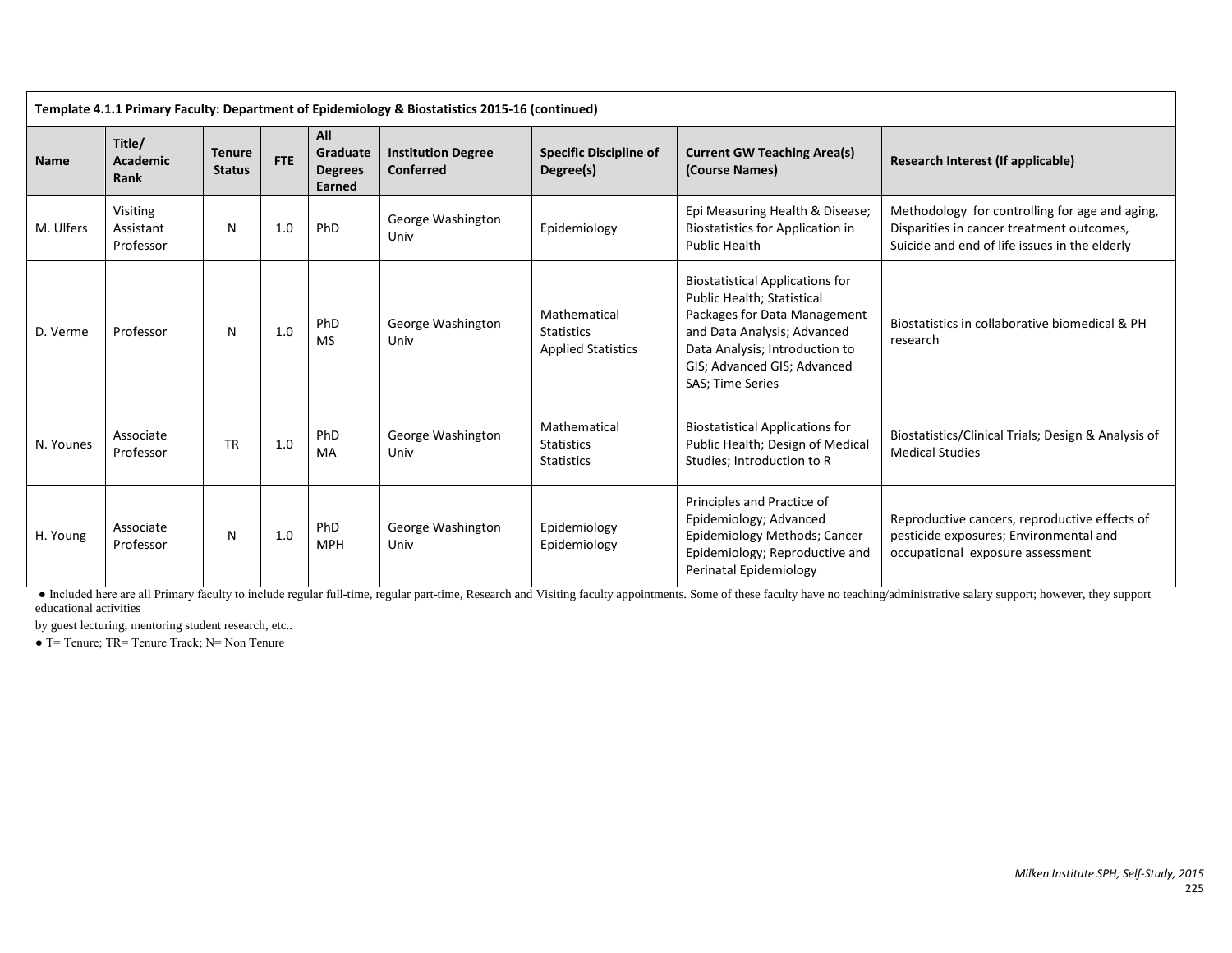**Template 4.1.1 Primary Faculty: Department of Epidemiology & Biostatistics 2015-16 (continued)**

| Name | Title/ Academic Rank | Tenure Status | FTE | All Graduate Degrees Earned | Institution Degree Conferred | Specific Discipline of Degree(s) | Current GW Teaching Area(s) (Course Names) | Research Interest (If applicable) |
|---|---|---|---|---|---|---|---|---|
| M. Ulfers | Visiting Assistant Professor | N | 1.0 | PhD | George Washington Univ | Epidemiology | Epi Measuring Health & Disease; Biostatistics for Application in Public Health | Methodology for controlling for age and aging, Disparities in cancer treatment outcomes, Suicide and end of life issues in the elderly |
| D. Verme | Professor | N | 1.0 | PhD<br>MS | George Washington Univ | Mathematical Statistics<br>Applied Statistics | Biostatistical Applications for Public Health; Statistical Packages for Data Management and Data Analysis; Advanced Data Analysis; Introduction to GIS; Advanced GIS; Advanced SAS; Time Series | Biostatistics in collaborative biomedical & PH research |
| N. Younes | Associate Professor | TR | 1.0 | PhD<br>MA | George Washington Univ | Mathematical Statistics<br>Statistics | Biostatistical Applications for Public Health; Design of Medical Studies; Introduction to R | Biostatistics/Clinical Trials; Design & Analysis of Medical Studies |
| H. Young | Associate Professor | N | 1.0 | PhD<br>MPH | George Washington Univ | Epidemiology<br>Epidemiology | Principles and Practice of Epidemiology; Advanced Epidemiology Methods; Cancer Epidemiology; Reproductive and Perinatal Epidemiology | Reproductive cancers, reproductive effects of pesticide exposures; Environmental and occupational exposure assessment |

● Included here are all Primary faculty to include regular full-time, regular part-time, Research and Visiting faculty appointments. Some of these faculty have no teaching/administrative salary support; however, they support educational activities

by guest lecturing, mentoring student research, etc..

● T= Tenure; TR= Tenure Track; N= Non Tenure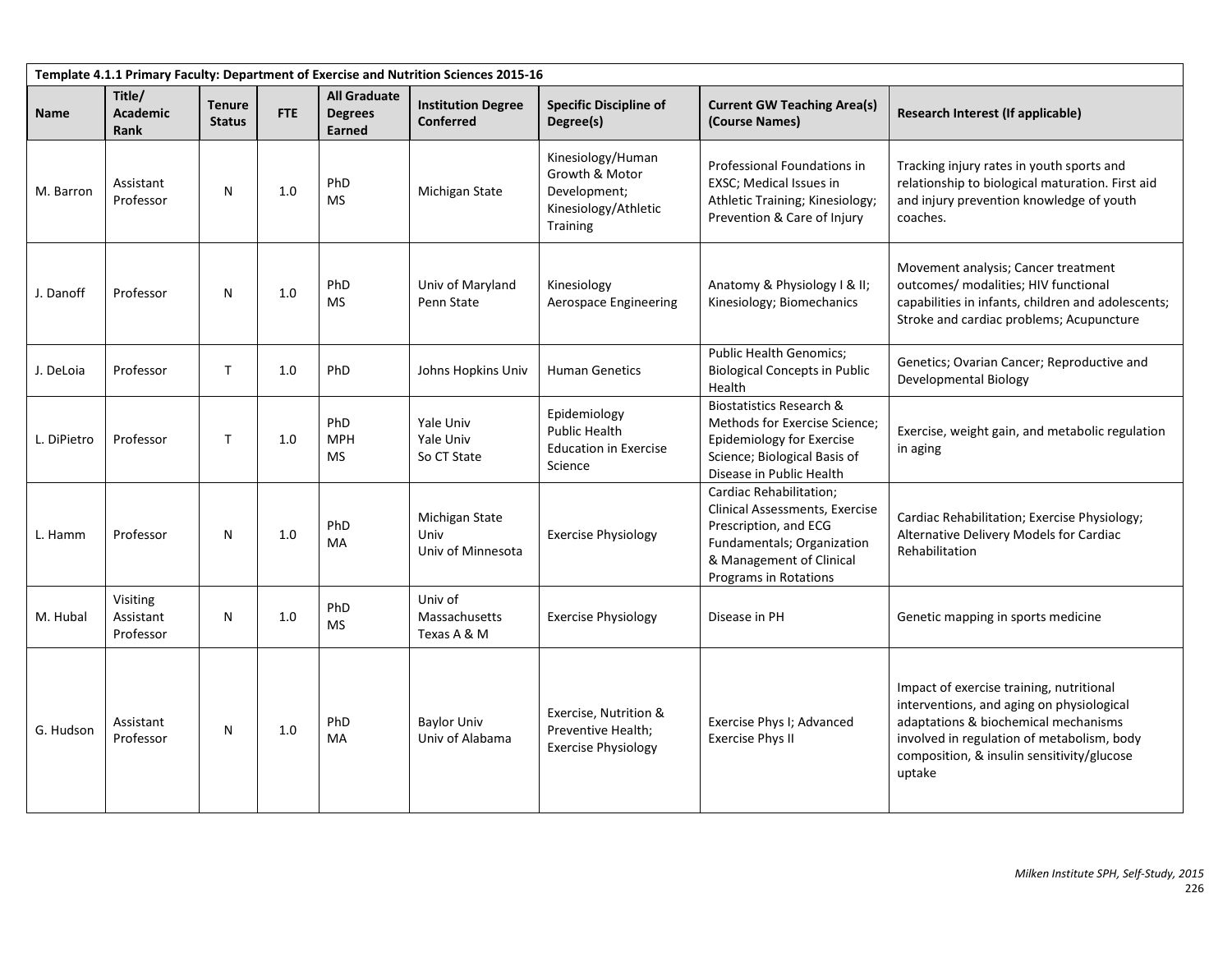| Template 4.1.1 Primary Faculty: Department of Exercise and Nutrition Sciences 2015-16 | | | | | | | | |
|---|---|---|---|---|---|---|---|---|
| **Name** | **Title/ Academic Rank** | **Tenure Status** | **FTE** | **All Graduate Degrees Earned** | **Institution Degree Conferred** | **Specific Discipline of Degree(s)** | **Current GW Teaching Area(s) (Course Names)** | **Research Interest (If applicable)** |
| M. Barron | Assistant Professor | N | 1.0 | PhD<br>MS | Michigan State | Kinesiology/Human Growth & Motor Development;<br>Kinesiology/Athletic Training | Professional Foundations in EXSC; Medical Issues in Athletic Training; Kinesiology; Prevention & Care of Injury | Tracking injury rates in youth sports and relationship to biological maturation. First aid and injury prevention knowledge of youth coaches. |
| J. Danoff | Professor | N | 1.0 | PhD<br>MS | Univ of Maryland<br>Penn State | Kinesiology<br>Aerospace Engineering | Anatomy & Physiology I & II; Kinesiology; Biomechanics | Movement analysis; Cancer treatment outcomes/ modalities; HIV functional capabilities in infants, children and adolescents; Stroke and cardiac problems; Acupuncture |
| J. DeLoia | Professor | T | 1.0 | PhD | Johns Hopkins Univ | Human Genetics | Public Health Genomics; Biological Concepts in Public Health | Genetics; Ovarian Cancer; Reproductive and Developmental Biology |
| L. DiPietro | Professor | T | 1.0 | PhD<br>MPH<br>MS | Yale Univ<br>Yale Univ<br>So CT State | Epidemiology<br>Public Health<br>Education in Exercise Science | Biostatistics Research & Methods for Exercise Science; Epidemiology for Exercise Science; Biological Basis of Disease in Public Health | Exercise, weight gain, and metabolic regulation in aging |
| L. Hamm | Professor | N | 1.0 | PhD<br>MA | Michigan State Univ<br>Univ of Minnesota | Exercise Physiology | Cardiac Rehabilitation; Clinical Assessments, Exercise Prescription, and ECG Fundamentals; Organization & Management of Clinical Programs in Rotations | Cardiac Rehabilitation; Exercise Physiology; Alternative Delivery Models for Cardiac Rehabilitation |
| M. Hubal | Visiting Assistant Professor | N | 1.0 | PhD<br>MS | Univ of Massachusetts<br>Texas A & M | Exercise Physiology | Disease in PH | Genetic mapping in sports medicine |
| G. Hudson | Assistant Professor | N | 1.0 | PhD<br>MA | Baylor Univ<br>Univ of Alabama | Exercise, Nutrition & Preventive Health;<br>Exercise Physiology | Exercise Phys I; Advanced Exercise Phys II | Impact of exercise training, nutritional interventions, and aging on physiological adaptations & biochemical mechanisms involved in regulation of metabolism, body composition, & insulin sensitivity/glucose uptake |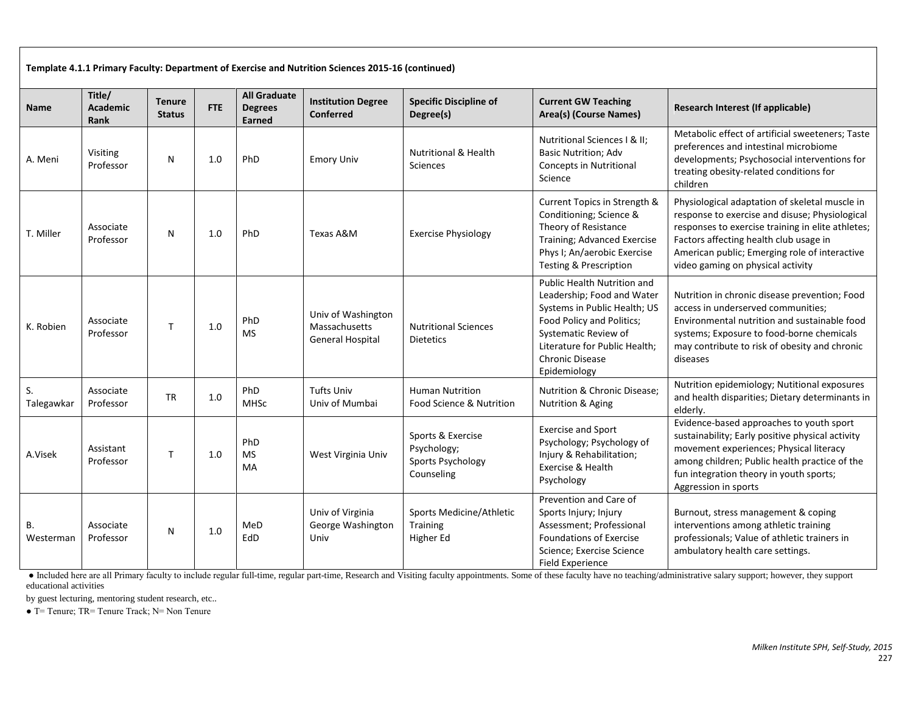**Template 4.1.1 Primary Faculty: Department of Exercise and Nutrition Sciences 2015-16 (continued)**

| Name | Title/ Academic Rank | Tenure Status | FTE | All Graduate Degrees Earned | Institution Degree Conferred | Specific Discipline of Degree(s) | Current GW Teaching Area(s) (Course Names) | Research Interest (If applicable) |
|---|---|---|---|---|---|---|---|---|
| A. Meni | Visiting Professor | N | 1.0 | PhD | Emory Univ | Nutritional & Health Sciences | Nutritional Sciences I & II; Basic Nutrition; Adv Concepts in Nutritional Science | Metabolic effect of artificial sweeteners; Taste preferences and intestinal microbiome developments; Psychosocial interventions for treating obesity-related conditions for children |
| T. Miller | Associate Professor | N | 1.0 | PhD | Texas A&M | Exercise Physiology | Current Topics in Strength & Conditioning; Science & Theory of Resistance Training; Advanced Exercise Phys I; An/aerobic Exercise Testing & Prescription | Physiological adaptation of skeletal muscle in response to exercise and disuse; Physiological responses to exercise training in elite athletes; Factors affecting health club usage in American public; Emerging role of interactive video gaming on physical activity |
| K. Robien | Associate Professor | T | 1.0 | PhD<br>MS | Univ of Washington<br>Massachusetts General Hospital | Nutritional Sciences<br>Dietetics | Public Health Nutrition and Leadership; Food and Water Systems in Public Health; US Food Policy and Politics; Systematic Review of Literature for Public Health; Chronic Disease Epidemiology | Nutrition in chronic disease prevention; Food access in underserved communities; Environmental nutrition and sustainable food systems; Exposure to food-borne chemicals may contribute to risk of obesity and chronic diseases |
| S. Talegawkar | Associate Professor | TR | 1.0 | PhD<br>MHSc | Tufts Univ<br>Univ of Mumbai | Human Nutrition<br>Food Science & Nutrition | Nutrition & Chronic Disease; Nutrition & Aging | Nutrition epidemiology; Nutitional exposures and health disparities; Dietary determinants in elderly. |
| A.Visek | Assistant Professor | T | 1.0 | PhD<br>MS<br>MA | West Virginia Univ | Sports & Exercise Psychology;<br>Sports Psychology<br>Counseling | Exercise and Sport Psychology; Psychology of Injury & Rehabilitation; Exercise & Health Psychology | Evidence-based approaches to youth sport sustainability; Early positive physical activity movement experiences; Physical literacy among children; Public health practice of the fun integration theory in youth sports; Aggression in sports |
| B. Westerman | Associate Professor | N | 1.0 | MeD<br>EdD | Univ of Virginia<br>George Washington Univ | Sports Medicine/Athletic Training<br>Higher Ed | Prevention and Care of Sports Injury; Injury Assessment; Professional Foundations of Exercise Science; Exercise Science Field Experience | Burnout, stress management & coping interventions among athletic training professionals; Value of athletic trainers in ambulatory health care settings. |

- Included here are all Primary faculty to include regular full-time, regular part-time, Research and Visiting faculty appointments. Some of these faculty have no teaching/administrative salary support; however, they support educational activities by guest lecturing, mentoring student research, etc..
- T= Tenure; TR= Tenure Track; N= Non Tenure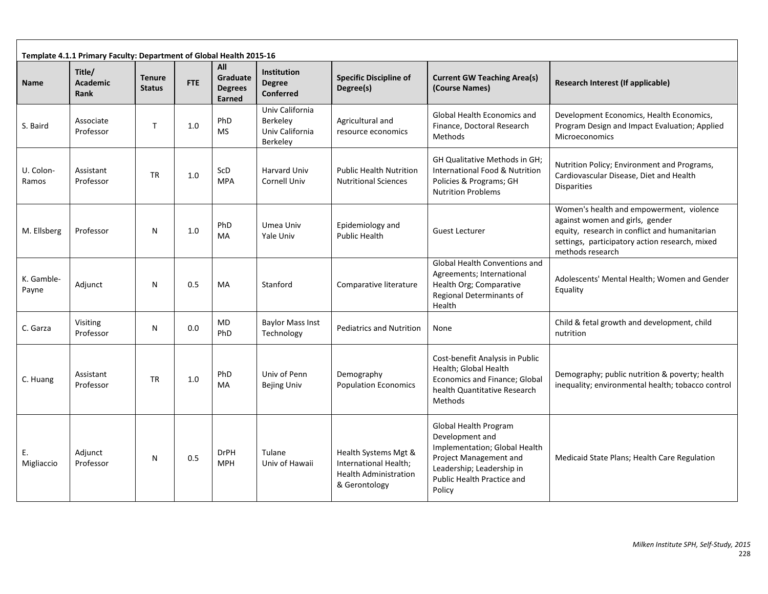**Template 4.1.1 Primary Faculty: Department of Global Health 2015-16**

| Name | Title/ Academic Rank | Tenure Status | FTE | All Graduate Degrees Earned | Institution Degree Conferred | Specific Discipline of Degree(s) | Current GW Teaching Area(s) (Course Names) | Research Interest (If applicable) |
|---|---|---|---|---|---|---|---|---|
| S. Baird | Associate Professor | T | 1.0 | PhD<br>MS | Univ California Berkeley<br>Univ California Berkeley | Agricultural and resource economics | Global Health Economics and Finance, Doctoral Research Methods | Development Economics, Health Economics, Program Design and Impact Evaluation; Applied Microeconomics |
| U. Colon-Ramos | Assistant Professor | TR | 1.0 | ScD<br>MPA | Harvard Univ<br>Cornell Univ | Public Health Nutrition<br>Nutritional Sciences | GH Qualitative Methods in GH; International Food & Nutrition Policies & Programs; GH Nutrition Problems | Nutrition Policy; Environment and Programs, Cardiovascular Disease, Diet and Health Disparities |
| M. Ellsberg | Professor | N | 1.0 | PhD<br>MA | Umea Univ<br>Yale Univ | Epidemiology and Public Health | Guest Lecturer | Women's health and empowerment, violence against women and girls, gender equity, research in conflict and humanitarian settings, participatory action research, mixed methods research |
| K. Gamble-Payne | Adjunct | N | 0.5 | MA | Stanford | Comparative literature | Global Health Conventions and Agreements; International Health Org; Comparative Regional Determinants of Health | Adolescents' Mental Health; Women and Gender Equality |
| C. Garza | Visiting Professor | N | 0.0 | MD<br>PhD | Baylor Mass Inst Technology | Pediatrics and Nutrition | None | Child & fetal growth and development, child nutrition |
| C. Huang | Assistant Professor | TR | 1.0 | PhD<br>MA | Univ of Penn<br>Bejing Univ | Demography<br>Population Economics | Cost-benefit Analysis in Public Health; Global Health Economics and Finance; Global health Quantitative Research Methods | Demography; public nutrition & poverty; health inequality; environmental health; tobacco control |
| E. Migliaccio | Adjunct Professor | N | 0.5 | DrPH<br>MPH | Tulane<br>Univ of Hawaii | Health Systems Mgt & International Health; Health Administration & Gerontology | Global Health Program Development and Implementation; Global Health Project Management and Leadership; Leadership in Public Health Practice and Policy | Medicaid State Plans; Health Care Regulation |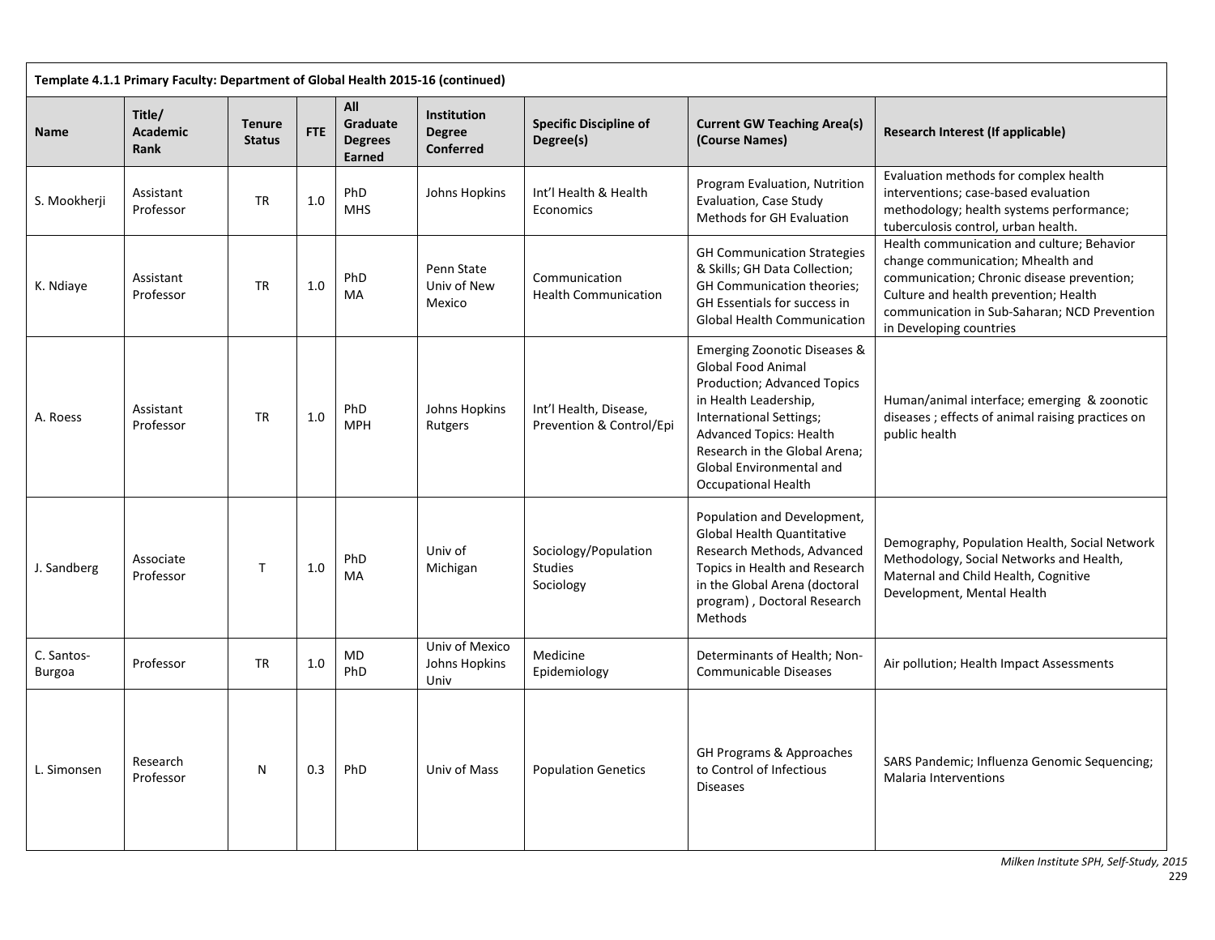| Template 4.1.1 Primary Faculty: Department of Global Health 2015-16 (continued) | | | | | | | | |
|---|---|---|---|---|---|---|---|---|
| **Name** | **Title/ Academic Rank** | **Tenure Status** | **FTE** | **All Graduate Degrees Earned** | **Institution Degree Conferred** | **Specific Discipline of Degree(s)** | **Current GW Teaching Area(s) (Course Names)** | **Research Interest (If applicable)** |
| S. Mookherji | Assistant Professor | TR | 1.0 | PhD<br>MHS | Johns Hopkins | Int'l Health & Health Economics | Program Evaluation, Nutrition Evaluation, Case Study Methods for GH Evaluation | Evaluation methods for complex health interventions; case-based evaluation methodology; health systems performance; tuberculosis control, urban health. |
| K. Ndiaye | Assistant Professor | TR | 1.0 | PhD<br>MA | Penn State<br>Univ of New Mexico | Communication<br>Health Communication | GH Communication Strategies & Skills; GH Data Collection; GH Communication theories; GH Essentials for success in Global Health Communication | Health communication and culture; Behavior change communication; Mhealth and communication; Chronic disease prevention; Culture and health prevention; Health communication in Sub-Saharan; NCD Prevention in Developing countries |
| A. Roess | Assistant Professor | TR | 1.0 | PhD<br>MPH | Johns Hopkins<br>Rutgers | Int'l Health, Disease, Prevention & Control/Epi | Emerging Zoonotic Diseases & Global Food Animal Production; Advanced Topics in Health Leadership, International Settings; Advanced Topics: Health Research in the Global Arena; Global Environmental and Occupational Health | Human/animal interface; emerging & zoonotic diseases ; effects of animal raising practices on public health |
| J. Sandberg | Associate Professor | T | 1.0 | PhD<br>MA | Univ of Michigan | Sociology/Population Studies<br>Sociology | Population and Development, Global Health Quantitative Research Methods, Advanced Topics in Health and Research in the Global Arena (doctoral program) , Doctoral Research Methods | Demography, Population Health, Social Network Methodology, Social Networks and Health, Maternal and Child Health, Cognitive Development, Mental Health |
| C. Santos-Burgoa | Professor | TR | 1.0 | MD<br>PhD | Univ of Mexico<br>Johns Hopkins Univ | Medicine<br>Epidemiology | Determinants of Health; Non-Communicable Diseases | Air pollution; Health Impact Assessments |
| L. Simonsen | Research Professor | N | 0.3 | PhD | Univ of Mass | Population Genetics | GH Programs & Approaches to Control of Infectious Diseases | SARS Pandemic; Influenza Genomic Sequencing; Malaria Interventions |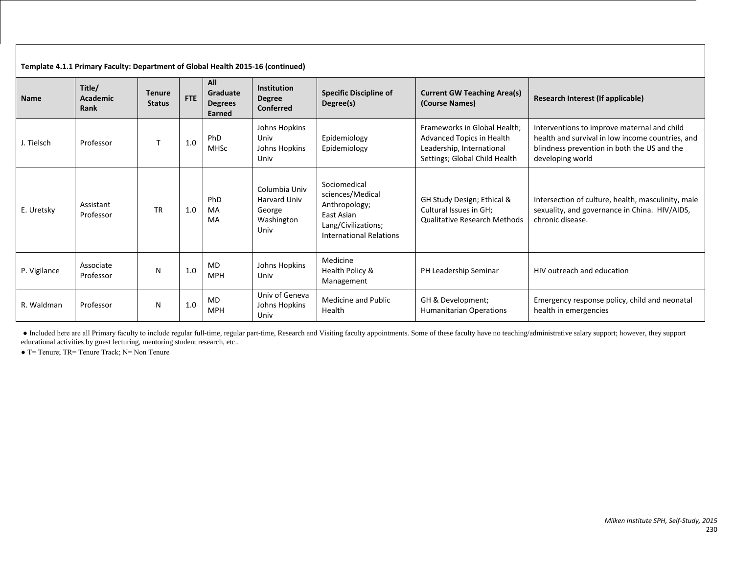**Template 4.1.1 Primary Faculty: Department of Global Health 2015-16 (continued)**

| Name | Title/ Academic Rank | Tenure Status | FTE | All Graduate Degrees Earned | Institution Degree Conferred | Specific Discipline of Degree(s) | Current GW Teaching Area(s) (Course Names) | Research Interest (If applicable) |
|---|---|---|---|---|---|---|---|---|
| J. Tielsch | Professor | T | 1.0 | PhD<br>MHSc | Johns Hopkins Univ<br>Johns Hopkins Univ | Epidemiology<br>Epidemiology | Frameworks in Global Health; Advanced Topics in Health Leadership, International Settings; Global Child Health | Interventions to improve maternal and child health and survival in low income countries, and blindness prevention in both the US and the developing world |
| E. Uretsky | Assistant Professor | TR | 1.0 | PhD<br>MA<br>MA | Columbia Univ<br>Harvard Univ<br>George Washington Univ | Sociomedical sciences/Medical Anthropology;<br>East Asian Lang/Civilizations;<br>International Relations | GH Study Design; Ethical & Cultural Issues in GH; Qualitative Research Methods | Intersection of culture, health, masculinity, male sexuality, and governance in China. HIV/AIDS, chronic disease. |
| P. Vigilance | Associate Professor | N | 1.0 | MD<br>MPH | Johns Hopkins Univ | Medicine<br>Health Policy & Management | PH Leadership Seminar | HIV outreach and education |
| R. Waldman | Professor | N | 1.0 | MD<br>MPH | Univ of Geneva<br>Johns Hopkins Univ | Medicine and Public Health | GH & Development; Humanitarian Operations | Emergency response policy, child and neonatal health in emergencies |

- Included here are all Primary faculty to include regular full-time, regular part-time, Research and Visiting faculty appointments. Some of these faculty have no teaching/administrative salary support; however, they support educational activities by guest lecturing, mentoring student research, etc..
- T= Tenure; TR= Tenure Track; N= Non Tenure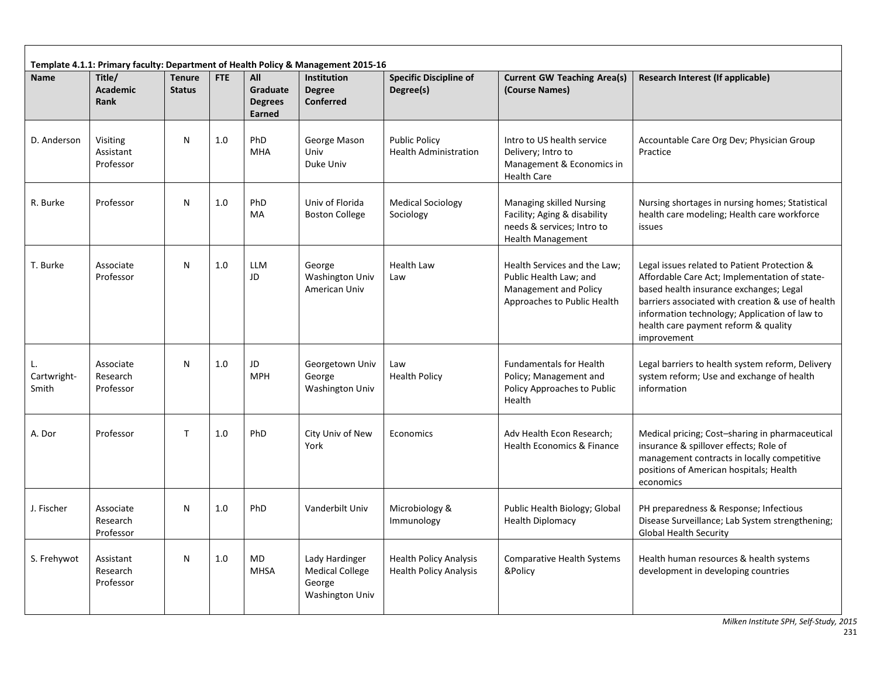**Template 4.1.1: Primary faculty: Department of Health Policy & Management 2015-16**

| Name | Title/ Academic Rank | Tenure Status | FTE | All Graduate Degrees Earned | Institution Degree Conferred | Specific Discipline of Degree(s) | Current GW Teaching Area(s) (Course Names) | Research Interest (If applicable) |
|---|---|---|---|---|---|---|---|---|
| D. Anderson | Visiting Assistant Professor | N | 1.0 | PhD<br>MHA | George Mason Univ<br>Duke Univ | Public Policy<br>Health Administration | Intro to US health service Delivery; Intro to Management & Economics in Health Care | Accountable Care Org Dev; Physician Group Practice |
| R. Burke | Professor | N | 1.0 | PhD<br>MA | Univ of Florida<br>Boston College | Medical Sociology<br>Sociology | Managing skilled Nursing Facility; Aging & disability needs & services; Intro to Health Management | Nursing shortages in nursing homes; Statistical health care modeling; Health care workforce issues |
| T. Burke | Associate Professor | N | 1.0 | LLM<br>JD | George Washington Univ<br>American Univ | Health Law<br>Law | Health Services and the Law; Public Health Law; and Management and Policy Approaches to Public Health | Legal issues related to Patient Protection & Affordable Care Act; Implementation of state-based health insurance exchanges; Legal barriers associated with creation & use of health information technology; Application of law to health care payment reform & quality improvement |
| L. Cartwright-Smith | Associate Research Professor | N | 1.0 | JD<br>MPH | Georgetown Univ<br>George Washington Univ | Law<br>Health Policy | Fundamentals for Health Policy; Management and Policy Approaches to Public Health | Legal barriers to health system reform, Delivery system reform; Use and exchange of health information |
| A. Dor | Professor | T | 1.0 | PhD | City Univ of New York | Economics | Adv Health Econ Research; Health Economics & Finance | Medical pricing; Cost–sharing in pharmaceutical insurance & spillover effects; Role of management contracts in locally competitive positions of American hospitals; Health economics |
| J. Fischer | Associate Research Professor | N | 1.0 | PhD | Vanderbilt Univ | Microbiology & Immunology | Public Health Biology; Global Health Diplomacy | PH preparedness & Response; Infectious Disease Surveillance; Lab System strengthening; Global Health Security |
| S. Frehywot | Assistant Research Professor | N | 1.0 | MD<br>MHSA | Lady Hardinger Medical College<br>George Washington Univ | Health Policy Analysis<br>Health Policy Analysis | Comparative Health Systems &Policy | Health human resources & health systems development in developing countries |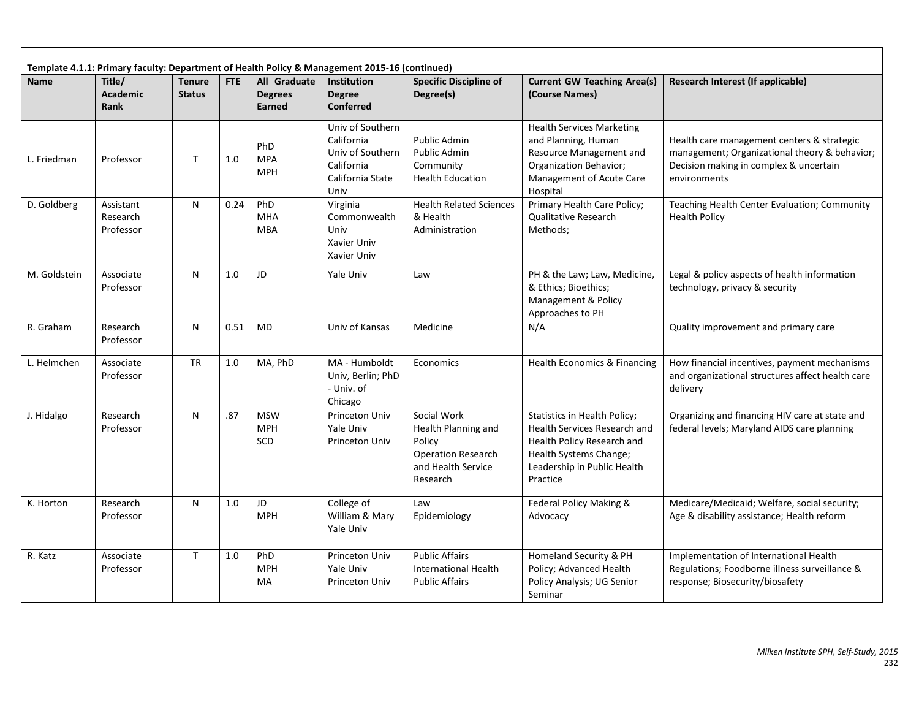**Template 4.1.1: Primary faculty: Department of Health Policy & Management 2015-16 (continued)**

| Name | Title/ Academic Rank | Tenure Status | FTE | All Graduate Degrees Earned | Institution Degree Conferred | Specific Discipline of Degree(s) | Current GW Teaching Area(s) (Course Names) | Research Interest (If applicable) |
|---|---|---|---|---|---|---|---|---|
| L. Friedman | Professor | T | 1.0 | PhD<br>MPA<br>MPH | Univ of Southern California<br>Univ of Southern California<br>California State Univ | Public Admin<br>Public Admin<br>Community Health Education | Health Services Marketing and Planning, Human Resource Management and Organization Behavior; Management of Acute Care Hospital | Health care management centers & strategic management; Organizational theory & behavior; Decision making in complex & uncertain environments |
| D. Goldberg | Assistant Research Professor | N | 0.24 | PhD<br>MHA<br>MBA | Virginia Commonwealth Univ<br>Xavier Univ<br>Xavier Univ | Health Related Sciences & Health Administration | Primary Health Care Policy; Qualitative Research Methods; | Teaching Health Center Evaluation; Community Health Policy |
| M. Goldstein | Associate Professor | N | 1.0 | JD | Yale Univ | Law | PH & the Law; Law, Medicine, & Ethics; Bioethics; Management & Policy Approaches to PH | Legal & policy aspects of health information technology, privacy & security |
| R. Graham | Research Professor | N | 0.51 | MD | Univ of Kansas | Medicine | N/A | Quality improvement and primary care |
| L. Helmchen | Associate Professor | TR | 1.0 | MA, PhD | MA - Humboldt Univ, Berlin; PhD - Univ. of Chicago | Economics | Health Economics & Financing | How financial incentives, payment mechanisms and organizational structures affect health care delivery |
| J. Hidalgo | Research Professor | N | .87 | MSW<br>MPH<br>SCD | Princeton Univ<br>Yale Univ<br>Princeton Univ | Social Work<br>Health Planning and Policy<br>Operation Research and Health Service Research | Statistics in Health Policy; Health Services Research and Health Policy Research and Health Systems Change; Leadership in Public Health Practice | Organizing and financing HIV care at state and federal levels; Maryland AIDS care planning |
| K. Horton | Research Professor | N | 1.0 | JD<br>MPH | College of William & Mary<br>Yale Univ | Law<br>Epidemiology | Federal Policy Making & Advocacy | Medicare/Medicaid; Welfare, social security; Age & disability assistance; Health reform |
| R. Katz | Associate Professor | T | 1.0 | PhD<br>MPH<br>MA | Princeton Univ<br>Yale Univ<br>Princeton Univ | Public Affairs<br>International Health<br>Public Affairs | Homeland Security & PH Policy; Advanced Health Policy Analysis; UG Senior Seminar | Implementation of International Health Regulations; Foodborne illness surveillance & response; Biosecurity/biosafety |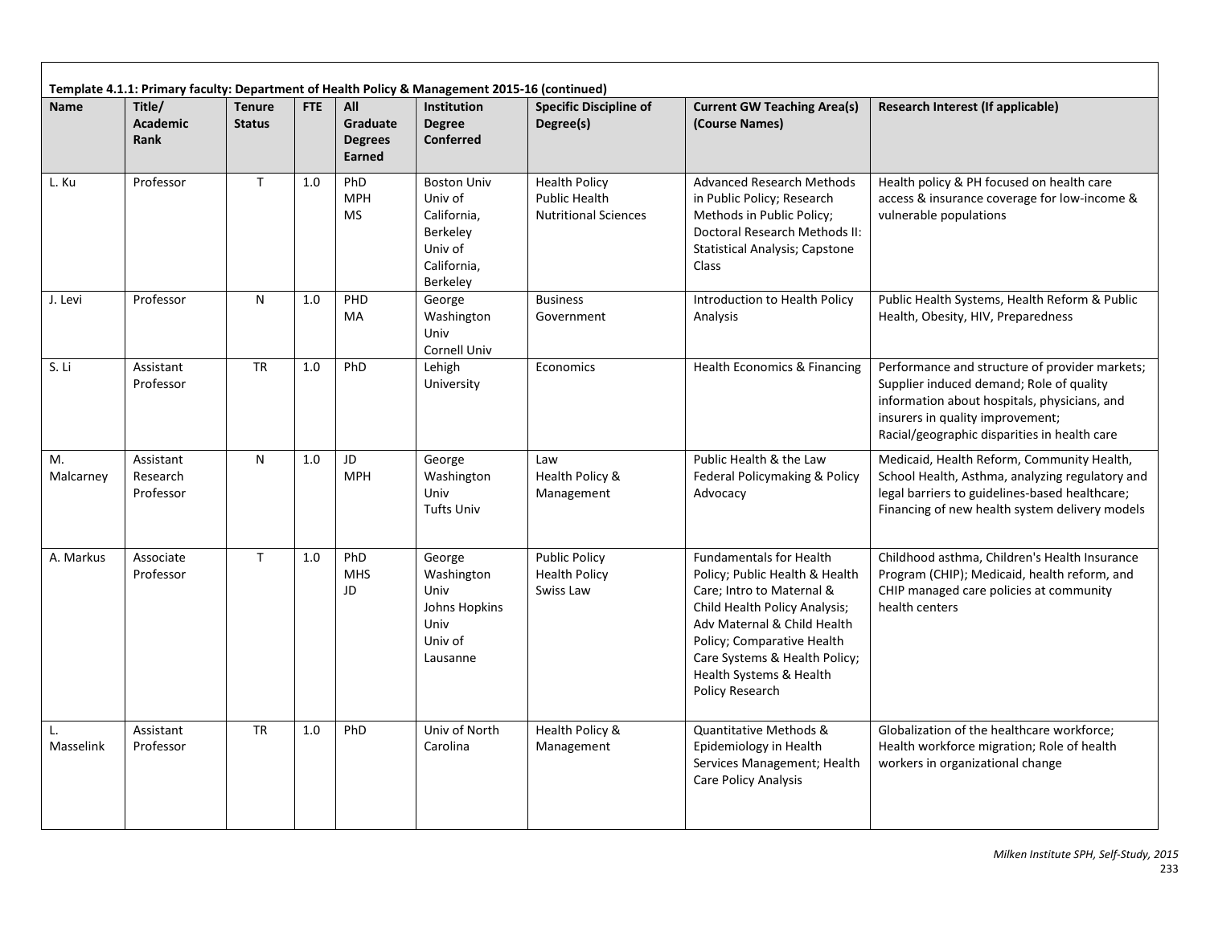**Template 4.1.1: Primary faculty: Department of Health Policy & Management 2015-16 (continued)**

| Name | Title/ Academic Rank | Tenure Status | FTE | All Graduate Degrees Earned | Institution Degree Conferred | Specific Discipline of Degree(s) | Current GW Teaching Area(s) (Course Names) | Research Interest (If applicable) |
|---|---|---|---|---|---|---|---|---|
| L. Ku | Professor | T | 1.0 | PhD<br>MPH<br>MS | Boston Univ<br>Univ of California, Berkeley<br>Univ of California, Berkeley | Health Policy<br>Public Health<br>Nutritional Sciences | Advanced Research Methods in Public Policy; Research Methods in Public Policy; Doctoral Research Methods II: Statistical Analysis; Capstone Class | Health policy & PH focused on health care access & insurance coverage for low-income & vulnerable populations |
| J. Levi | Professor | N | 1.0 | PHD<br>MA | George Washington Univ<br>Cornell Univ | Business<br>Government | Introduction to Health Policy Analysis | Public Health Systems, Health Reform & Public Health, Obesity, HIV, Preparedness |
| S. Li | Assistant Professor | TR | 1.0 | PhD | Lehigh University | Economics | Health Economics & Financing | Performance and structure of provider markets; Supplier induced demand; Role of quality information about hospitals, physicians, and insurers in quality improvement; Racial/geographic disparities in health care |
| M. Malcarney | Assistant Research Professor | N | 1.0 | JD<br>MPH | George Washington Univ<br>Tufts Univ | Law<br>Health Policy & Management | Public Health & the Law<br>Federal Policymaking & Policy Advocacy | Medicaid, Health Reform, Community Health, School Health, Asthma, analyzing regulatory and legal barriers to guidelines-based healthcare; Financing of new health system delivery models |
| A. Markus | Associate Professor | T | 1.0 | PhD<br>MHS<br>JD | George Washington Univ<br>Johns Hopkins Univ<br>Univ of Lausanne | Public Policy<br>Health Policy<br>Swiss Law | Fundamentals for Health Policy; Public Health & Health Care; Intro to Maternal & Child Health Policy Analysis; Adv Maternal & Child Health Policy; Comparative Health Care Systems & Health Policy; Health Systems & Health Policy Research | Childhood asthma, Children's Health Insurance Program (CHIP); Medicaid, health reform, and CHIP managed care policies at community health centers |
| L. Masselink | Assistant Professor | TR | 1.0 | PhD | Univ of North Carolina | Health Policy & Management | Quantitative Methods & Epidemiology in Health Services Management; Health Care Policy Analysis | Globalization of the healthcare workforce; Health workforce migration; Role of health workers in organizational change |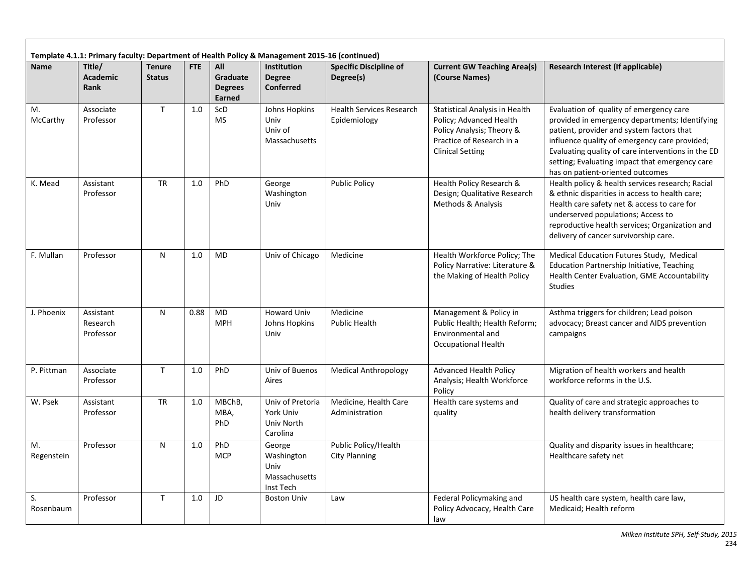**Template 4.1.1: Primary faculty: Department of Health Policy & Management 2015-16 (continued)**

| Name | Title/ Academic Rank | Tenure Status | FTE | All Graduate Degrees Earned | Institution Degree Conferred | Specific Discipline of Degree(s) | Current GW Teaching Area(s) (Course Names) | Research Interest (If applicable) |
|---|---|---|---|---|---|---|---|---|
| M. McCarthy | Associate Professor | T | 1.0 | ScD<br>MS | Johns Hopkins Univ<br>Univ of Massachusetts | Health Services Research<br>Epidemiology | Statistical Analysis in Health Policy; Advanced Health Policy Analysis; Theory & Practice of Research in a Clinical Setting | Evaluation of quality of emergency care provided in emergency departments; Identifying patient, provider and system factors that influence quality of emergency care provided; Evaluating quality of care interventions in the ED setting; Evaluating impact that emergency care has on patient-oriented outcomes |
| K. Mead | Assistant Professor | TR | 1.0 | PhD | George Washington Univ | Public Policy | Health Policy Research & Design; Qualitative Research Methods & Analysis | Health policy & health services research; Racial & ethnic disparities in access to health care; Health care safety net & access to care for underserved populations; Access to reproductive health services; Organization and delivery of cancer survivorship care. |
| F. Mullan | Professor | N | 1.0 | MD | Univ of Chicago | Medicine | Health Workforce Policy; The Policy Narrative: Literature & the Making of Health Policy | Medical Education Futures Study, Medical Education Partnership Initiative, Teaching Health Center Evaluation, GME Accountability Studies |
| J. Phoenix | Assistant Research Professor | N | 0.88 | MD<br>MPH | Howard Univ<br>Johns Hopkins Univ | Medicine<br>Public Health | Management & Policy in Public Health; Health Reform; Environmental and Occupational Health | Asthma triggers for children; Lead poison advocacy; Breast cancer and AIDS prevention campaigns |
| P. Pittman | Associate Professor | T | 1.0 | PhD | Univ of Buenos Aires | Medical Anthropology | Advanced Health Policy Analysis; Health Workforce Policy | Migration of health workers and health workforce reforms in the U.S. |
| W. Psek | Assistant Professor | TR | 1.0 | MBChB, MBA, PhD | Univ of Pretoria<br>York Univ<br>Univ North Carolina | Medicine, Health Care Administration | Health care systems and quality | Quality of care and strategic approaches to health delivery transformation |
| M. Regenstein | Professor | N | 1.0 | PhD<br>MCP | George Washington Univ<br>Massachusetts Inst Tech | Public Policy/Health City Planning | | Quality and disparity issues in healthcare; Healthcare safety net |
| S. Rosenbaum | Professor | T | 1.0 | JD | Boston Univ | Law | Federal Policymaking and Policy Advocacy, Health Care law | US health care system, health care law, Medicaid; Health reform |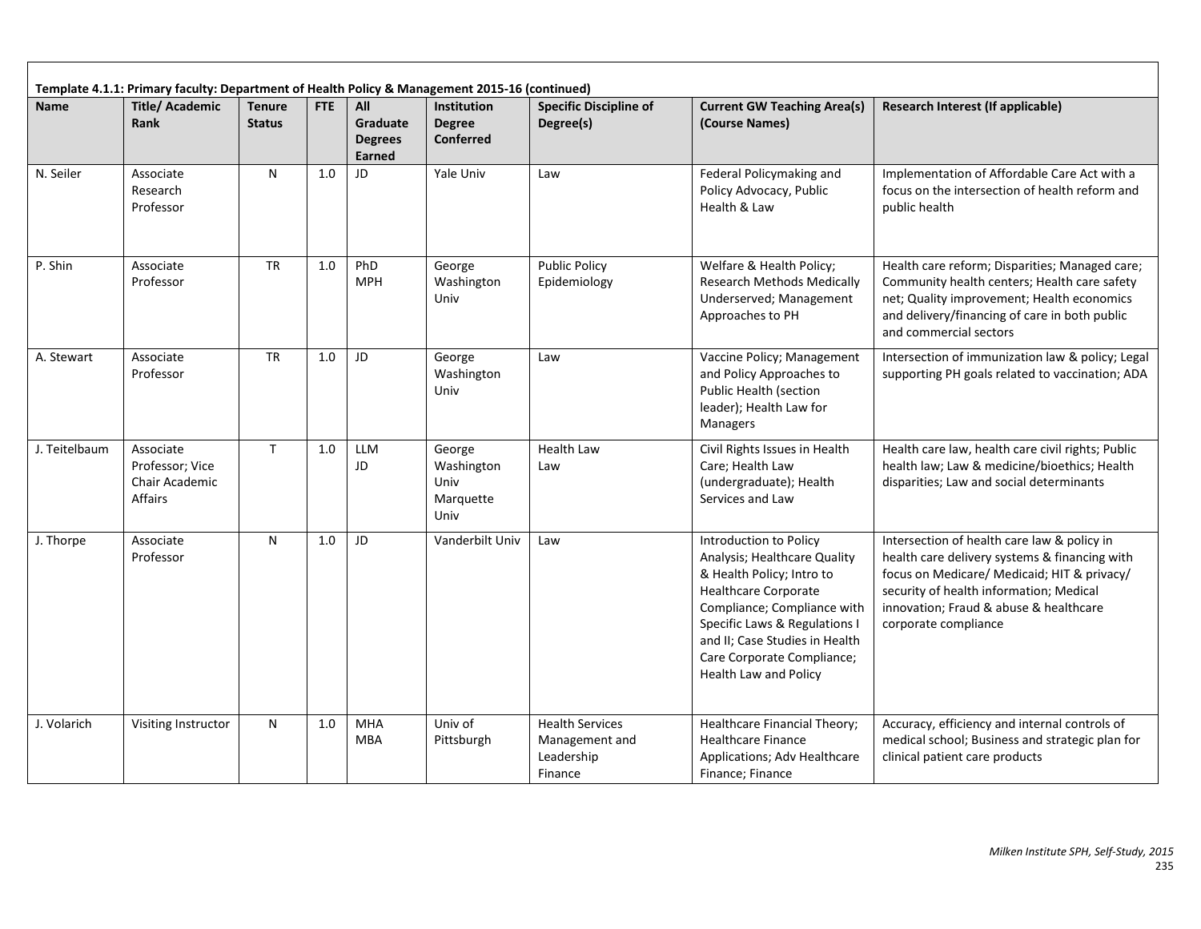**Template 4.1.1: Primary faculty: Department of Health Policy & Management 2015-16 (continued)**

| Name | Title/ Academic Rank | Tenure Status | FTE | All Graduate Degrees Earned | Institution Degree Conferred | Specific Discipline of Degree(s) | Current GW Teaching Area(s) (Course Names) | Research Interest (If applicable) |
|---|---|---|---|---|---|---|---|---|
| N. Seiler | Associate Research Professor | N | 1.0 | JD | Yale Univ | Law | Federal Policymaking and Policy Advocacy, Public Health & Law | Implementation of Affordable Care Act with a focus on the intersection of health reform and public health |
| P. Shin | Associate Professor | TR | 1.0 | PhD<br>MPH | George Washington Univ | Public Policy<br>Epidemiology | Welfare & Health Policy; Research Methods Medically Underserved; Management Approaches to PH | Health care reform; Disparities; Managed care; Community health centers; Health care safety net; Quality improvement; Health economics and delivery/financing of care in both public and commercial sectors |
| A. Stewart | Associate Professor | TR | 1.0 | JD | George Washington Univ | Law | Vaccine Policy; Management and Policy Approaches to Public Health (section leader); Health Law for Managers | Intersection of immunization law & policy; Legal supporting PH goals related to vaccination; ADA |
| J. Teitelbaum | Associate Professor; Vice Chair Academic Affairs | T | 1.0 | LLM<br>JD | George Washington Univ<br>Marquette Univ | Health Law<br>Law | Civil Rights Issues in Health Care; Health Law (undergraduate); Health Services and Law | Health care law, health care civil rights; Public health law; Law & medicine/bioethics; Health disparities; Law and social determinants |
| J. Thorpe | Associate Professor | N | 1.0 | JD | Vanderbilt Univ | Law | Introduction to Policy Analysis; Healthcare Quality & Health Policy; Intro to Healthcare Corporate Compliance; Compliance with Specific Laws & Regulations I and II; Case Studies in Health Care Corporate Compliance; Health Law and Policy | Intersection of health care law & policy in health care delivery systems & financing with focus on Medicare/ Medicaid; HIT & privacy/ security of health information; Medical innovation; Fraud & abuse & healthcare corporate compliance |
| J. Volarich | Visiting Instructor | N | 1.0 | MHA<br>MBA | Univ of Pittsburgh | Health Services Management and Leadership<br>Finance | Healthcare Financial Theory; Healthcare Finance Applications; Adv Healthcare Finance; Finance | Accuracy, efficiency and internal controls of medical school; Business and strategic plan for clinical patient care products |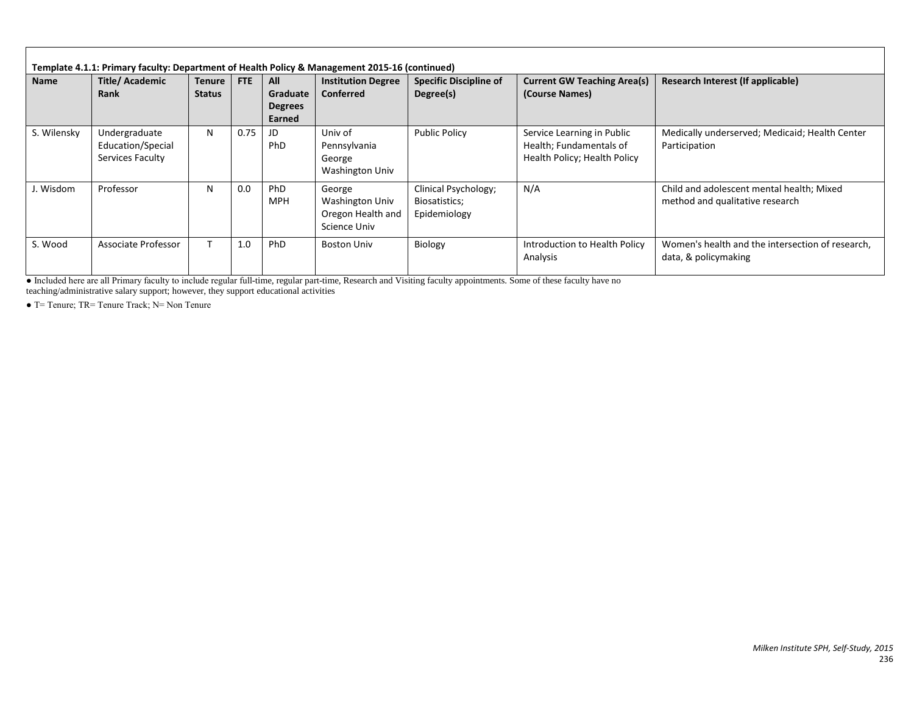**Template 4.1.1: Primary faculty: Department of Health Policy & Management 2015-16 (continued)**

| Name | Title/ Academic Rank | Tenure Status | FTE | All Graduate Degrees Earned | Institution Degree Conferred | Specific Discipline of Degree(s) | Current GW Teaching Area(s) (Course Names) | Research Interest (If applicable) |
|---|---|---|---|---|---|---|---|---|
| S. Wilensky | Undergraduate Education/Special Services Faculty | N | 0.75 | JD<br>PhD | Univ of Pennsylvania<br>George Washington Univ | Public Policy | Service Learning in Public Health; Fundamentals of Health Policy; Health Policy | Medically underserved; Medicaid; Health Center Participation |
| J. Wisdom | Professor | N | 0.0 | PhD<br>MPH | George Washington Univ<br>Oregon Health and Science Univ | Clinical Psychology; Biosatistics; Epidemiology | N/A | Child and adolescent mental health; Mixed method and qualitative research |
| S. Wood | Associate Professor | T | 1.0 | PhD | Boston Univ | Biology | Introduction to Health Policy Analysis | Women's health and the intersection of research, data, & policymaking |

- Included here are all Primary faculty to include regular full-time, regular part-time, Research and Visiting faculty appointments. Some of these faculty have no teaching/administrative salary support; however, they support educational activities
- T= Tenure; TR= Tenure Track; N= Non Tenure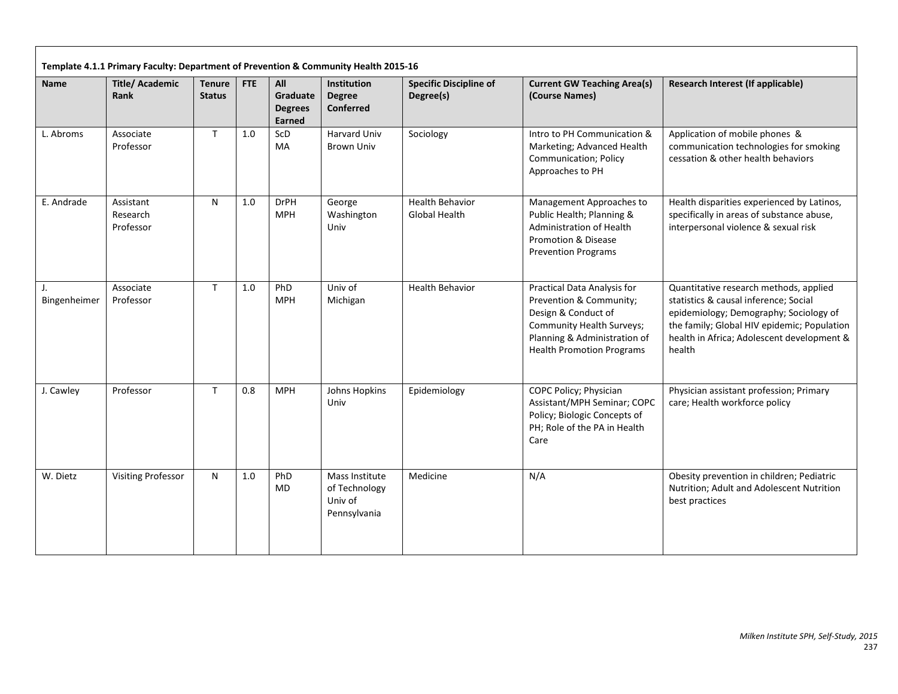**Template 4.1.1 Primary Faculty: Department of Prevention & Community Health 2015-16**

| Name | Title/ Academic Rank | Tenure Status | FTE | All Graduate Degrees Earned | Institution Degree Conferred | Specific Discipline of Degree(s) | Current GW Teaching Area(s) (Course Names) | Research Interest (If applicable) |
|---|---|---|---|---|---|---|---|---|
| L. Abroms | Associate Professor | T | 1.0 | ScD<br>MA | Harvard Univ<br>Brown Univ | Sociology | Intro to PH Communication & Marketing; Advanced Health Communication; Policy Approaches to PH | Application of mobile phones & communication technologies for smoking cessation & other health behaviors |
| E. Andrade | Assistant Research Professor | N | 1.0 | DrPH<br>MPH | George Washington Univ | Health Behavior<br>Global Health | Management Approaches to Public Health; Planning & Administration of Health Promotion & Disease Prevention Programs | Health disparities experienced by Latinos, specifically in areas of substance abuse, interpersonal violence & sexual risk |
| J. Bingenheimer | Associate Professor | T | 1.0 | PhD<br>MPH | Univ of Michigan | Health Behavior | Practical Data Analysis for Prevention & Community; Design & Conduct of Community Health Surveys; Planning & Administration of Health Promotion Programs | Quantitative research methods, applied statistics & causal inference; Social epidemiology; Demography; Sociology of the family; Global HIV epidemic; Population health in Africa; Adolescent development & health |
| J. Cawley | Professor | T | 0.8 | MPH | Johns Hopkins Univ | Epidemiology | COPC Policy; Physician Assistant/MPH Seminar; COPC Policy; Biologic Concepts of PH; Role of the PA in Health Care | Physician assistant profession; Primary care; Health workforce policy |
| W. Dietz | Visiting Professor | N | 1.0 | PhD<br>MD | Mass Institute of Technology<br>Univ of Pennsylvania | Medicine | N/A | Obesity prevention in children; Pediatric Nutrition; Adult and Adolescent Nutrition best practices |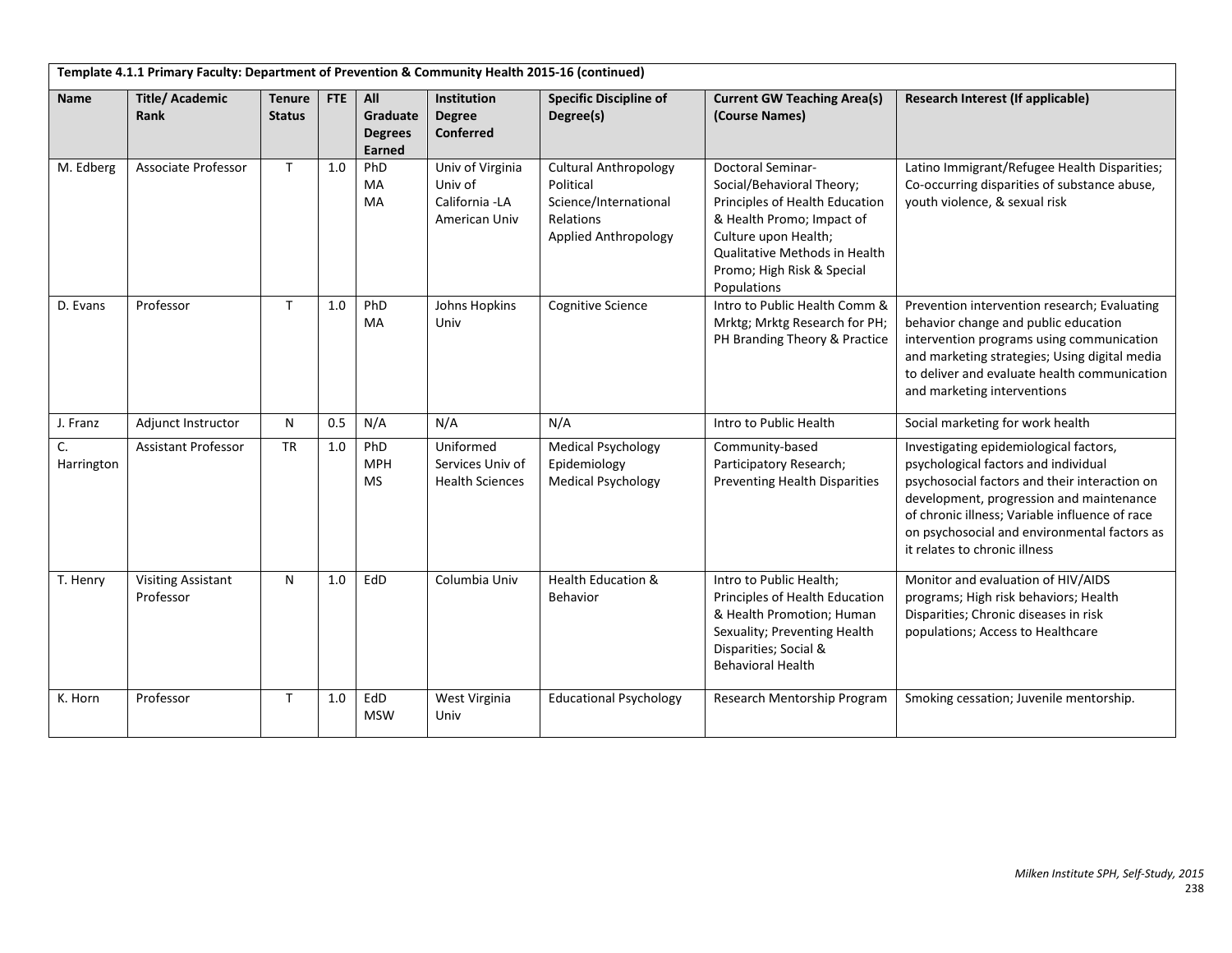| Template 4.1.1 Primary Faculty: Department of Prevention & Community Health 2015-16 (continued) | | | | | | | | |
|---|---|---|---|---|---|---|---|---|
| **Name** | **Title/ Academic Rank** | **Tenure Status** | **FTE** | **All Graduate Degrees Earned** | **Institution Degree Conferred** | **Specific Discipline of Degree(s)** | **Current GW Teaching Area(s) (Course Names)** | **Research Interest (If applicable)** |
| M. Edberg | Associate Professor | T | 1.0 | PhD<br>MA<br>MA | Univ of Virginia<br>Univ of California -LA<br>American Univ | Cultural Anthropology<br>Political Science/International Relations<br>Applied Anthropology | Doctoral Seminar-Social/Behavioral Theory; Principles of Health Education & Health Promo; Impact of Culture upon Health; Qualitative Methods in Health Promo; High Risk & Special Populations | Latino Immigrant/Refugee Health Disparities; Co-occurring disparities of substance abuse, youth violence, & sexual risk |
| D. Evans | Professor | T | 1.0 | PhD<br>MA | Johns Hopkins Univ | Cognitive Science | Intro to Public Health Comm & Mrktg; Mrktg Research for PH; PH Branding Theory & Practice | Prevention intervention research; Evaluating behavior change and public education intervention programs using communication and marketing strategies; Using digital media to deliver and evaluate health communication and marketing interventions |
| J. Franz | Adjunct Instructor | N | 0.5 | N/A | N/A | N/A | Intro to Public Health | Social marketing for work health |
| C. Harrington | Assistant Professor | TR | 1.0 | PhD<br>MPH<br>MS | Uniformed Services Univ of Health Sciences | Medical Psychology<br>Epidemiology<br>Medical Psychology | Community-based Participatory Research; Preventing Health Disparities | Investigating epidemiological factors, psychological factors and individual psychosocial factors and their interaction on development, progression and maintenance of chronic illness; Variable influence of race on psychosocial and environmental factors as it relates to chronic illness |
| T. Henry | Visiting Assistant Professor | N | 1.0 | EdD | Columbia Univ | Health Education & Behavior | Intro to Public Health; Principles of Health Education & Health Promotion; Human Sexuality; Preventing Health Disparities; Social & Behavioral Health | Monitor and evaluation of HIV/AIDS programs; High risk behaviors; Health Disparities; Chronic diseases in risk populations; Access to Healthcare |
| K. Horn | Professor | T | 1.0 | EdD<br>MSW | West Virginia Univ | Educational Psychology | Research Mentorship Program | Smoking cessation; Juvenile mentorship. |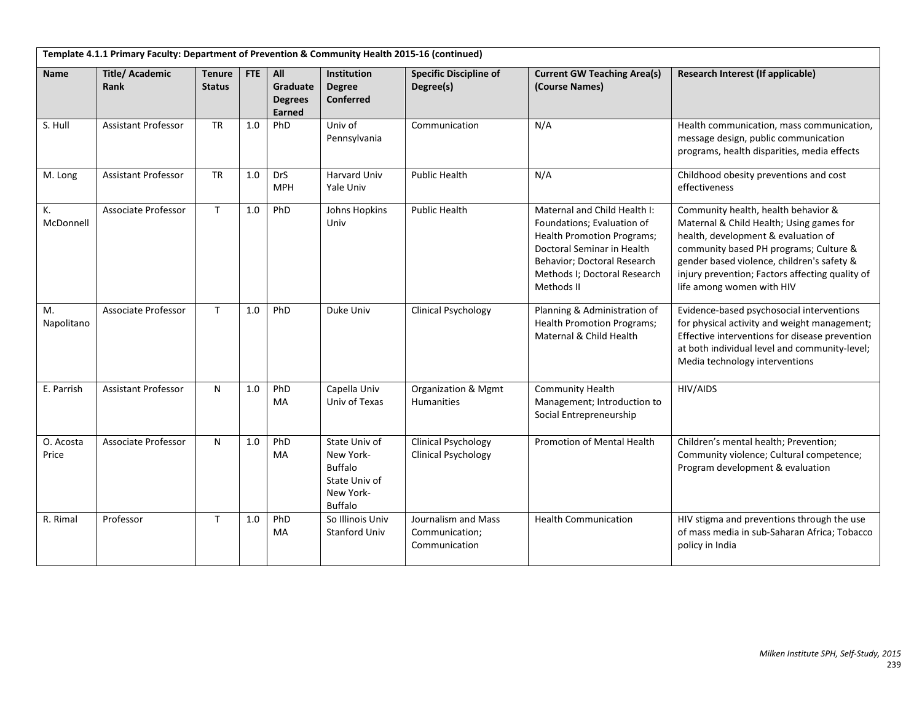| Template 4.1.1 Primary Faculty: Department of Prevention & Community Health 2015-16 (continued) | | | | | | | | |
|---|---|---|---|---|---|---|---|---|
| **Name** | **Title/ Academic Rank** | **Tenure Status** | **FTE** | **All Graduate Degrees Earned** | **Institution Degree Conferred** | **Specific Discipline of Degree(s)** | **Current GW Teaching Area(s) (Course Names)** | **Research Interest (If applicable)** |
| S. Hull | Assistant Professor | TR | 1.0 | PhD | Univ of Pennsylvania | Communication | N/A | Health communication, mass communication, message design, public communication programs, health disparities, media effects |
| M. Long | Assistant Professor | TR | 1.0 | DrS<br>MPH | Harvard Univ<br>Yale Univ | Public Health | N/A | Childhood obesity preventions and cost effectiveness |
| K. McDonnell | Associate Professor | T | 1.0 | PhD | Johns Hopkins Univ | Public Health | Maternal and Child Health I: Foundations; Evaluation of Health Promotion Programs; Doctoral Seminar in Health Behavior; Doctoral Research Methods I; Doctoral Research Methods II | Community health, health behavior & Maternal & Child Health; Using games for health, development & evaluation of community based PH programs; Culture & gender based violence, children's safety & injury prevention; Factors affecting quality of life among women with HIV |
| M. Napolitano | Associate Professor | T | 1.0 | PhD | Duke Univ | Clinical Psychology | Planning & Administration of Health Promotion Programs; Maternal & Child Health | Evidence-based psychosocial interventions for physical activity and weight management; Effective interventions for disease prevention at both individual level and community-level; Media technology interventions |
| E. Parrish | Assistant Professor | N | 1.0 | PhD<br>MA | Capella Univ<br>Univ of Texas | Organization & Mgmt<br>Humanities | Community Health Management; Introduction to Social Entrepreneurship | HIV/AIDS |
| O. Acosta Price | Associate Professor | N | 1.0 | PhD<br>MA | State Univ of New York-Buffalo<br>State Univ of New York-Buffalo | Clinical Psychology<br>Clinical Psychology | Promotion of Mental Health | Children's mental health; Prevention; Community violence; Cultural competence; Program development & evaluation |
| R. Rimal | Professor | T | 1.0 | PhD<br>MA | So Illinois Univ<br>Stanford Univ | Journalism and Mass Communication; Communication | Health Communication | HIV stigma and preventions through the use of mass media in sub-Saharan Africa; Tobacco policy in India |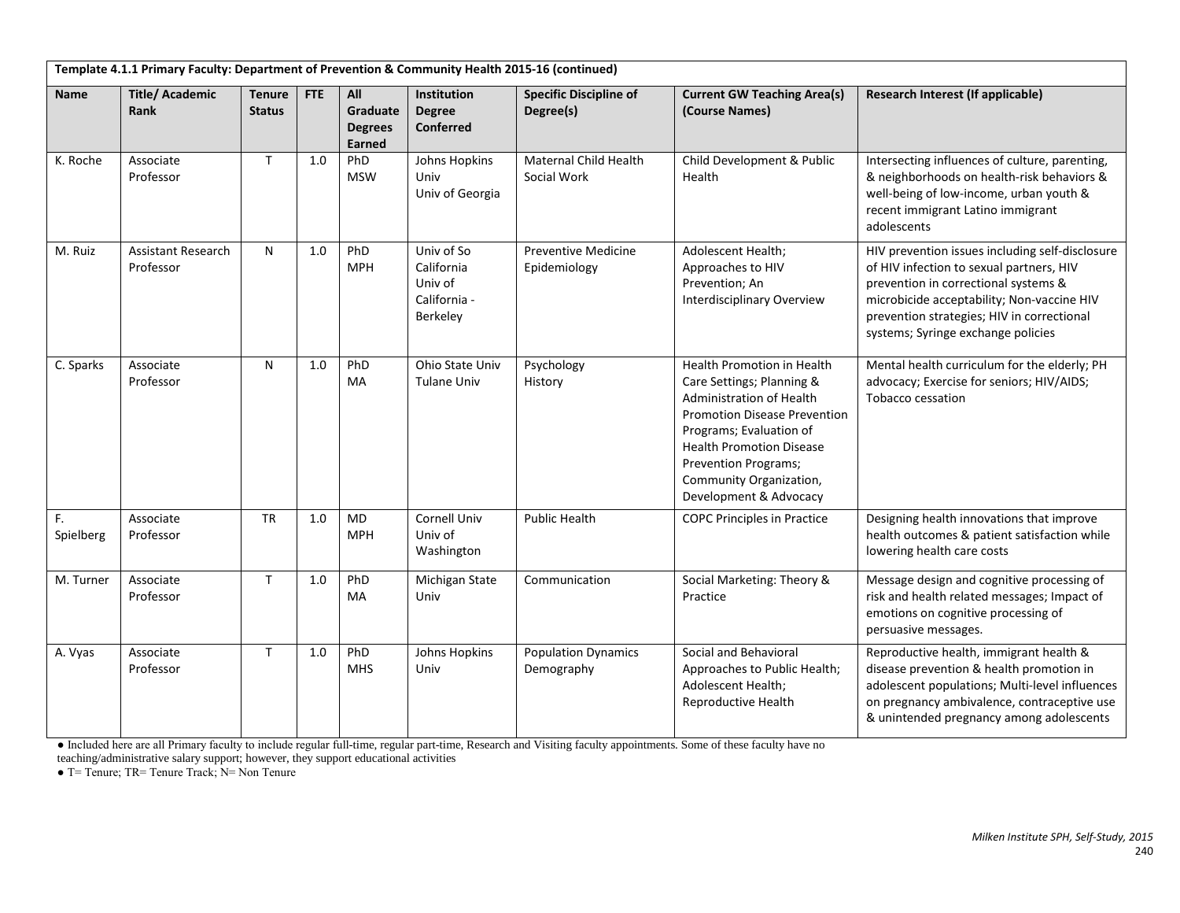**Template 4.1.1 Primary Faculty: Department of Prevention & Community Health 2015-16 (continued)**

| Name | Title/ Academic Rank | Tenure Status | FTE | All Graduate Degrees Earned | Institution Degree Conferred | Specific Discipline of Degree(s) | Current GW Teaching Area(s) (Course Names) | Research Interest (If applicable) |
|---|---|---|---|---|---|---|---|---|
| K. Roche | Associate Professor | T | 1.0 | PhD<br>MSW | Johns Hopkins Univ<br>Univ of Georgia | Maternal Child Health<br>Social Work | Child Development & Public Health | Intersecting influences of culture, parenting, & neighborhoods on health-risk behaviors & well-being of low-income, urban youth & recent immigrant Latino immigrant adolescents |
| M. Ruiz | Assistant Research Professor | N | 1.0 | PhD<br>MPH | Univ of So California<br>Univ of California - Berkeley | Preventive Medicine<br>Epidemiology | Adolescent Health; Approaches to HIV Prevention; An Interdisciplinary Overview | HIV prevention issues including self-disclosure of HIV infection to sexual partners, HIV prevention in correctional systems & microbicide acceptability; Non-vaccine HIV prevention strategies; HIV in correctional systems; Syringe exchange policies |
| C. Sparks | Associate Professor | N | 1.0 | PhD<br>MA | Ohio State Univ<br>Tulane Univ | Psychology<br>History | Health Promotion in Health Care Settings; Planning & Administration of Health Promotion Disease Prevention Programs; Evaluation of Health Promotion Disease Prevention Programs; Community Organization, Development & Advocacy | Mental health curriculum for the elderly; PH advocacy; Exercise for seniors; HIV/AIDS; Tobacco cessation |
| F. Spielberg | Associate Professor | TR | 1.0 | MD<br>MPH | Cornell Univ<br>Univ of Washington | Public Health | COPC Principles in Practice | Designing health innovations that improve health outcomes & patient satisfaction while lowering health care costs |
| M. Turner | Associate Professor | T | 1.0 | PhD<br>MA | Michigan State Univ | Communication | Social Marketing: Theory & Practice | Message design and cognitive processing of risk and health related messages; Impact of emotions on cognitive processing of persuasive messages. |
| A. Vyas | Associate Professor | T | 1.0 | PhD<br>MHS | Johns Hopkins Univ | Population Dynamics<br>Demography | Social and Behavioral Approaches to Public Health; Adolescent Health; Reproductive Health | Reproductive health, immigrant health & disease prevention & health promotion in adolescent populations; Multi-level influences on pregnancy ambivalence, contraceptive use & unintended pregnancy among adolescents |

- Included here are all Primary faculty to include regular full-time, regular part-time, Research and Visiting faculty appointments. Some of these faculty have no teaching/administrative salary support; however, they support educational activities
- T= Tenure; TR= Tenure Track; N= Non Tenure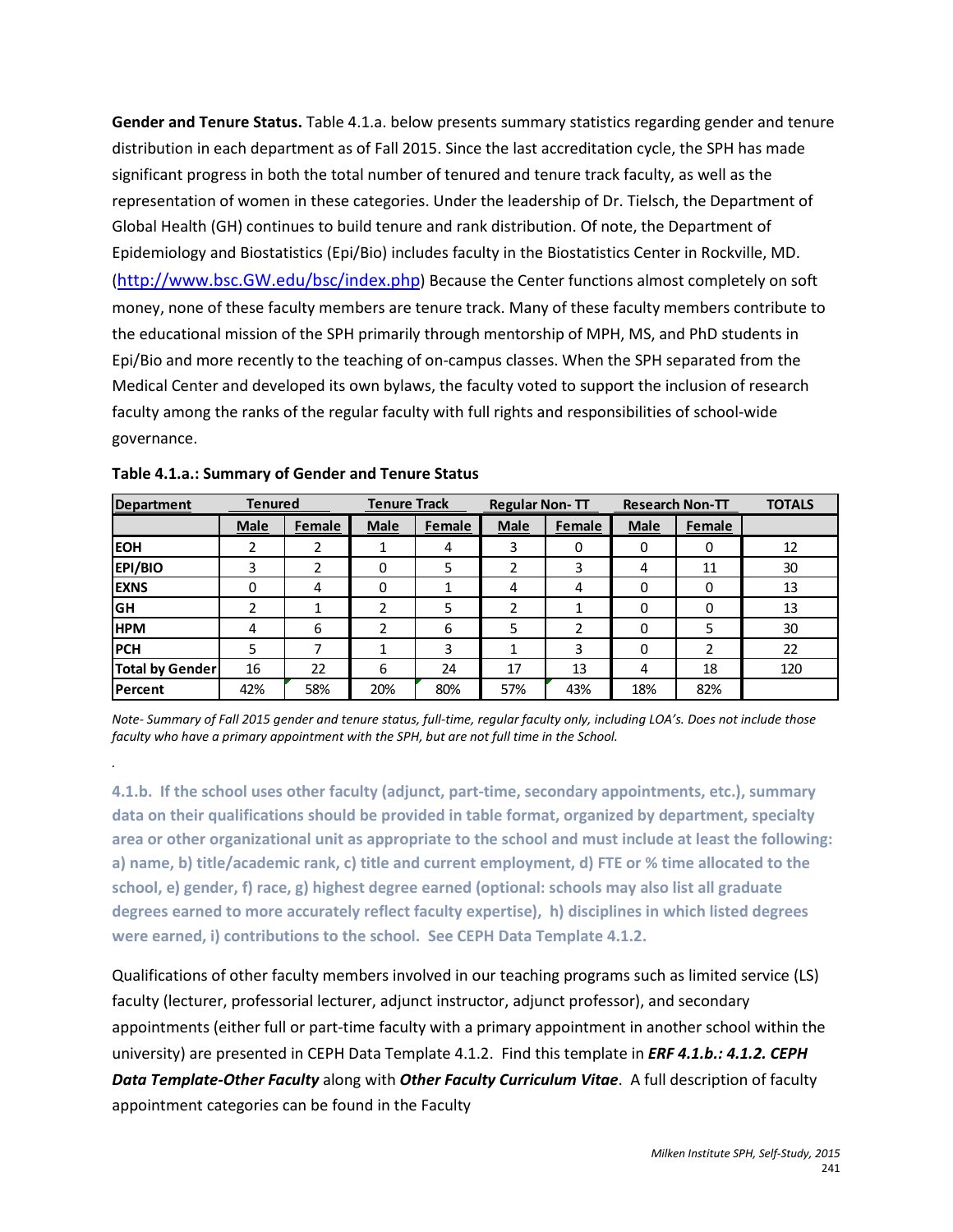**Gender and Tenure Status.** Table 4.1.a. below presents summary statistics regarding gender and tenure distribution in each department as of Fall 2015. Since the last accreditation cycle, the SPH has made significant progress in both the total number of tenured and tenure track faculty, as well as the representation of women in these categories. Under the leadership of Dr. Tielsch, the Department of Global Health (GH) continues to build tenure and rank distribution. Of note, the Department of Epidemiology and Biostatistics (Epi/Bio) includes faculty in the Biostatistics Center in Rockville, MD. (http://www.bsc.GW.edu/bsc/index.php) Because the Center functions almost completely on soft money, none of these faculty members are tenure track. Many of these faculty members contribute to the educational mission of the SPH primarily through mentorship of MPH, MS, and PhD students in Epi/Bio and more recently to the teaching of on-campus classes. When the SPH separated from the Medical Center and developed its own bylaws, the faculty voted to support the inclusion of research faculty among the ranks of the regular faculty with full rights and responsibilities of school-wide governance.

**Table 4.1.a.: Summary of Gender and Tenure Status**

| Department | Tenured | | Tenure Track | | Regular Non- TT | | Research Non-TT | | TOTALS |
|---|---|---|---|---|---|---|---|---|---|
| | Male | Female | Male | Female | Male | Female | Male | Female | |
| EOH | 2 | 2 | 1 | 4 | 3 | 0 | 0 | 0 | 12 |
| EPI/BIO | 3 | 2 | 0 | 5 | 2 | 3 | 4 | 11 | 30 |
| EXNS | 0 | 4 | 0 | 1 | 4 | 4 | 0 | 0 | 13 |
| GH | 2 | 1 | 2 | 5 | 2 | 1 | 0 | 0 | 13 |
| HPM | 4 | 6 | 2 | 6 | 5 | 2 | 0 | 5 | 30 |
| PCH | 5 | 7 | 1 | 3 | 1 | 3 | 0 | 2 | 22 |
| Total by Gender | 16 | 22 | 6 | 24 | 17 | 13 | 4 | 18 | 120 |
| Percent | 42% | 58% | 20% | 80% | 57% | 43% | 18% | 82% | |

*Note- Summary of Fall 2015 gender and tenure status, full-time, regular faculty only, including LOA's. Does not include those faculty who have a primary appointment with the SPH, but are not full time in the School.*

**4.1.b. If the school uses other faculty (adjunct, part-time, secondary appointments, etc.), summary data on their qualifications should be provided in table format, organized by department, specialty area or other organizational unit as appropriate to the school and must include at least the following: a) name, b) title/academic rank, c) title and current employment, d) FTE or % time allocated to the school, e) gender, f) race, g) highest degree earned (optional: schools may also list all graduate degrees earned to more accurately reflect faculty expertise), h) disciplines in which listed degrees were earned, i) contributions to the school. See CEPH Data Template 4.1.2.**

Qualifications of other faculty members involved in our teaching programs such as limited service (LS) faculty (lecturer, professorial lecturer, adjunct instructor, adjunct professor), and secondary appointments (either full or part-time faculty with a primary appointment in another school within the university) are presented in CEPH Data Template 4.1.2. Find this template in ***ERF 4.1.b.: 4.1.2. CEPH Data Template-Other Faculty*** along with ***Other Faculty Curriculum Vitae***. A full description of faculty appointment categories can be found in the Faculty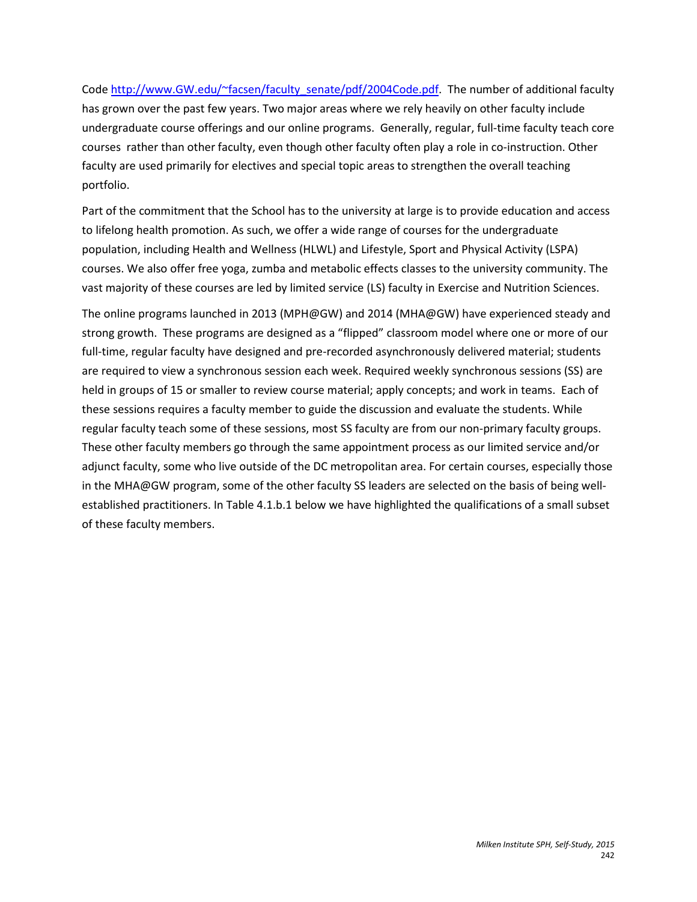Code [http://www.GW.edu/~facsen/faculty_senate/pdf/2004Code.pdf](http://www.GW.edu/~facsen/faculty_senate/pdf/2004Code.pdf). The number of additional faculty has grown over the past few years. Two major areas where we rely heavily on other faculty include undergraduate course offerings and our online programs. Generally, regular, full-time faculty teach core courses rather than other faculty, even though other faculty often play a role in co-instruction. Other faculty are used primarily for electives and special topic areas to strengthen the overall teaching portfolio.

Part of the commitment that the School has to the university at large is to provide education and access to lifelong health promotion. As such, we offer a wide range of courses for the undergraduate population, including Health and Wellness (HLWL) and Lifestyle, Sport and Physical Activity (LSPA) courses. We also offer free yoga, zumba and metabolic effects classes to the university community. The vast majority of these courses are led by limited service (LS) faculty in Exercise and Nutrition Sciences.

The online programs launched in 2013 (MPH@GW) and 2014 (MHA@GW) have experienced steady and strong growth. These programs are designed as a "flipped" classroom model where one or more of our full-time, regular faculty have designed and pre-recorded asynchronously delivered material; students are required to view a synchronous session each week. Required weekly synchronous sessions (SS) are held in groups of 15 or smaller to review course material; apply concepts; and work in teams. Each of these sessions requires a faculty member to guide the discussion and evaluate the students. While regular faculty teach some of these sessions, most SS faculty are from our non-primary faculty groups. These other faculty members go through the same appointment process as our limited service and/or adjunct faculty, some who live outside of the DC metropolitan area. For certain courses, especially those in the MHA@GW program, some of the other faculty SS leaders are selected on the basis of being well-established practitioners. In Table 4.1.b.1 below we have highlighted the qualifications of a small subset of these faculty members.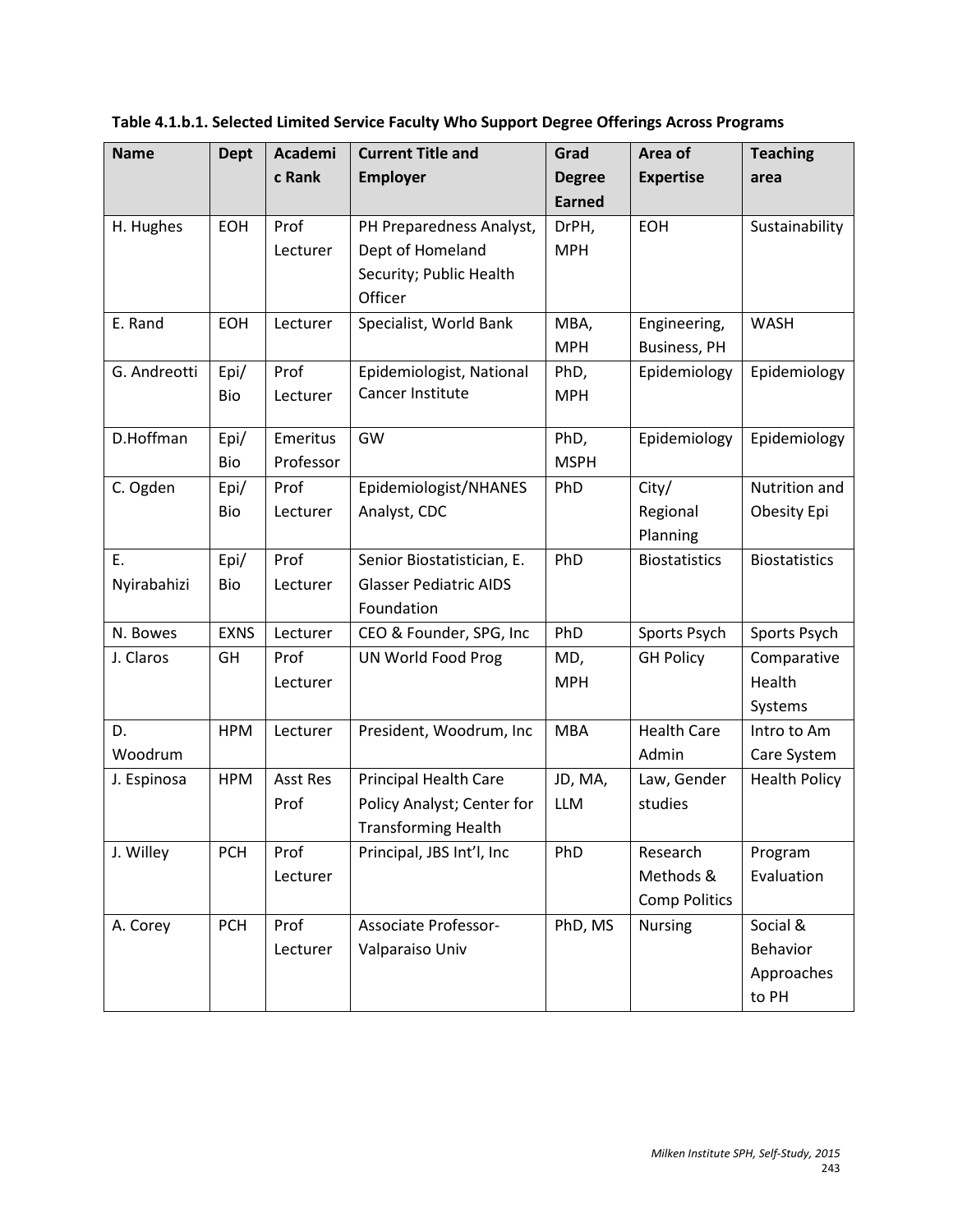**Table 4.1.b.1. Selected Limited Service Faculty Who Support Degree Offerings Across Programs**

| Name | Dept | Academic Rank | Current Title and Employer | Grad Degree Earned | Area of Expertise | Teaching area |
|---|---|---|---|---|---|---|
| H. Hughes | EOH | Prof Lecturer | PH Preparedness Analyst, Dept of Homeland Security; Public Health Officer | DrPH, MPH | EOH | Sustainability |
| E. Rand | EOH | Lecturer | Specialist, World Bank | MBA, MPH | Engineering, Business, PH | WASH |
| G. Andreotti | Epi/ Bio | Prof Lecturer | Epidemiologist, National Cancer Institute | PhD, MPH | Epidemiology | Epidemiology |
| D.Hoffman | Epi/ Bio | Emeritus Professor | GW | PhD, MSPH | Epidemiology | Epidemiology |
| C. Ogden | Epi/ Bio | Prof Lecturer | Epidemiologist/NHANES Analyst, CDC | PhD | City/ Regional Planning | Nutrition and Obesity Epi |
| E. Nyirabahizi | Epi/ Bio | Prof Lecturer | Senior Biostatistician, E. Glasser Pediatric AIDS Foundation | PhD | Biostatistics | Biostatistics |
| N. Bowes | EXNS | Lecturer | CEO & Founder, SPG, Inc | PhD | Sports Psych | Sports Psych |
| J. Claros | GH | Prof Lecturer | UN World Food Prog | MD, MPH | GH Policy | Comparative Health Systems |
| D. Woodrum | HPM | Lecturer | President, Woodrum, Inc | MBA | Health Care Admin | Intro to Am Care System |
| J. Espinosa | HPM | Asst Res Prof | Principal Health Care Policy Analyst; Center for Transforming Health | JD, MA, LLM | Law, Gender studies | Health Policy |
| J. Willey | PCH | Prof Lecturer | Principal, JBS Int'l, Inc | PhD | Research Methods & Comp Politics | Program Evaluation |
| A. Corey | PCH | Prof Lecturer | Associate Professor-Valparaiso Univ | PhD, MS | Nursing | Social & Behavior Approaches to PH |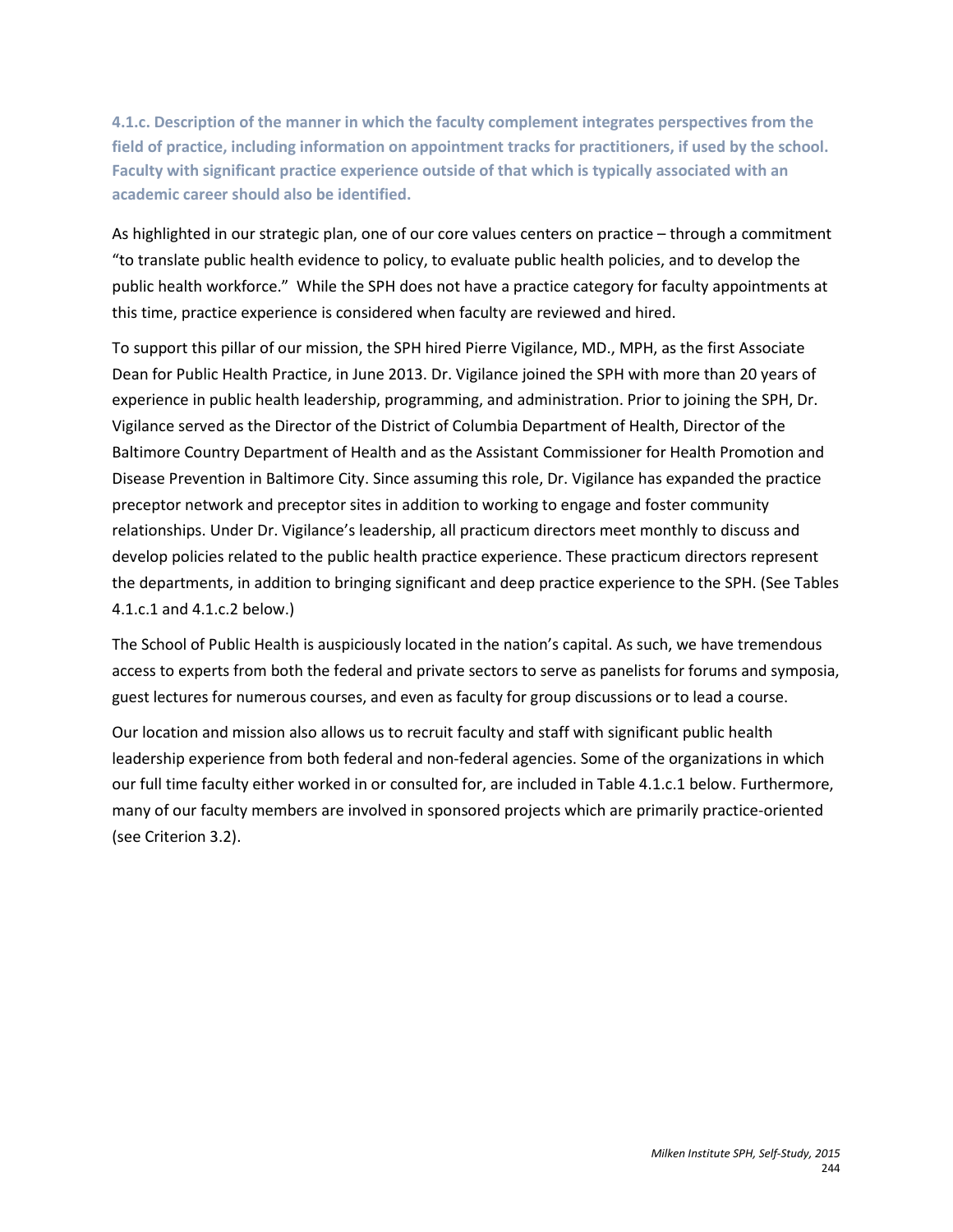**4.1.c. Description of the manner in which the faculty complement integrates perspectives from the field of practice, including information on appointment tracks for practitioners, if used by the school. Faculty with significant practice experience outside of that which is typically associated with an academic career should also be identified.**

As highlighted in our strategic plan, one of our core values centers on practice – through a commitment "to translate public health evidence to policy, to evaluate public health policies, and to develop the public health workforce." While the SPH does not have a practice category for faculty appointments at this time, practice experience is considered when faculty are reviewed and hired.

To support this pillar of our mission, the SPH hired Pierre Vigilance, MD., MPH, as the first Associate Dean for Public Health Practice, in June 2013. Dr. Vigilance joined the SPH with more than 20 years of experience in public health leadership, programming, and administration. Prior to joining the SPH, Dr. Vigilance served as the Director of the District of Columbia Department of Health, Director of the Baltimore Country Department of Health and as the Assistant Commissioner for Health Promotion and Disease Prevention in Baltimore City. Since assuming this role, Dr. Vigilance has expanded the practice preceptor network and preceptor sites in addition to working to engage and foster community relationships. Under Dr. Vigilance's leadership, all practicum directors meet monthly to discuss and develop policies related to the public health practice experience. These practicum directors represent the departments, in addition to bringing significant and deep practice experience to the SPH. (See Tables 4.1.c.1 and 4.1.c.2 below.)

The School of Public Health is auspiciously located in the nation's capital. As such, we have tremendous access to experts from both the federal and private sectors to serve as panelists for forums and symposia, guest lectures for numerous courses, and even as faculty for group discussions or to lead a course.

Our location and mission also allows us to recruit faculty and staff with significant public health leadership experience from both federal and non-federal agencies. Some of the organizations in which our full time faculty either worked in or consulted for, are included in Table 4.1.c.1 below. Furthermore, many of our faculty members are involved in sponsored projects which are primarily practice-oriented (see Criterion 3.2).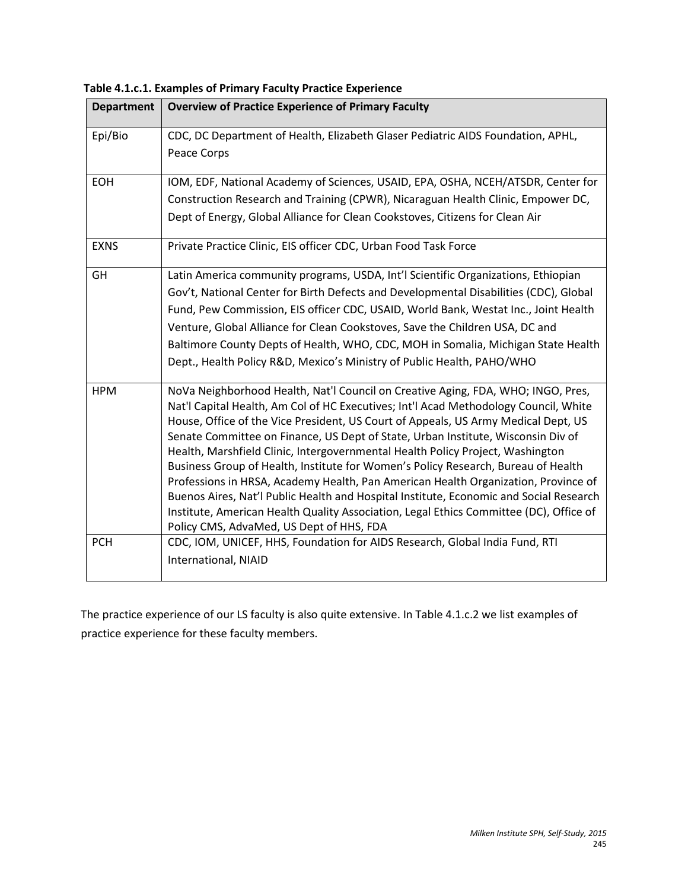**Table 4.1.c.1. Examples of Primary Faculty Practice Experience**

| Department | Overview of Practice Experience of Primary Faculty |
|---|---|
| Epi/Bio | CDC, DC Department of Health, Elizabeth Glaser Pediatric AIDS Foundation, APHL, Peace Corps |
| EOH | IOM, EDF, National Academy of Sciences, USAID, EPA, OSHA, NCEH/ATSDR, Center for Construction Research and Training (CPWR), Nicaraguan Health Clinic, Empower DC, Dept of Energy, Global Alliance for Clean Cookstoves, Citizens for Clean Air |
| EXNS | Private Practice Clinic, EIS officer CDC, Urban Food Task Force |
| GH | Latin America community programs, USDA, Int'l Scientific Organizations, Ethiopian Gov't, National Center for Birth Defects and Developmental Disabilities (CDC), Global Fund, Pew Commission, EIS officer CDC, USAID, World Bank, Westat Inc., Joint Health Venture, Global Alliance for Clean Cookstoves, Save the Children USA, DC and Baltimore County Depts of Health, WHO, CDC, MOH in Somalia, Michigan State Health Dept., Health Policy R&D, Mexico's Ministry of Public Health, PAHO/WHO |
| HPM | NoVa Neighborhood Health, Nat'l Council on Creative Aging, FDA, WHO; INGO, Pres, Nat'l Capital Health, Am Col of HC Executives; Int'l Acad Methodology Council, White House, Office of the Vice President, US Court of Appeals, US Army Medical Dept, US Senate Committee on Finance, US Dept of State, Urban Institute, Wisconsin Div of Health, Marshfield Clinic, Intergovernmental Health Policy Project, Washington Business Group of Health, Institute for Women's Policy Research, Bureau of Health Professions in HRSA, Academy Health, Pan American Health Organization, Province of Buenos Aires, Nat'l Public Health and Hospital Institute, Economic and Social Research Institute, American Health Quality Association, Legal Ethics Committee (DC), Office of Policy CMS, AdvaMed, US Dept of HHS, FDA |
| PCH | CDC, IOM, UNICEF, HHS, Foundation for AIDS Research, Global India Fund, RTI International, NIAID |

The practice experience of our LS faculty is also quite extensive. In Table 4.1.c.2 we list examples of practice experience for these faculty members.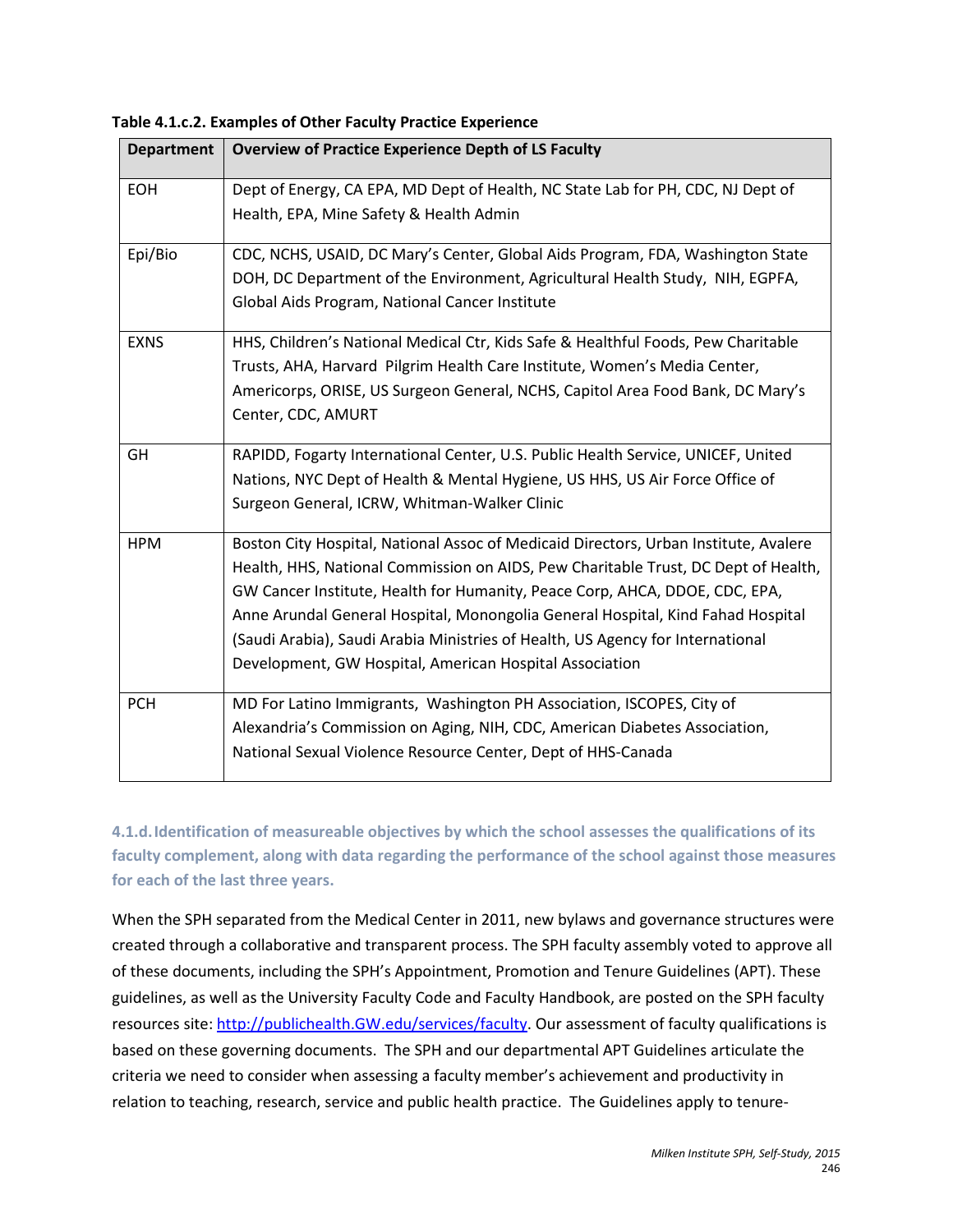**Table 4.1.c.2. Examples of Other Faculty Practice Experience**

| Department | Overview of Practice Experience Depth of LS Faculty |
|---|---|
| EOH | Dept of Energy, CA EPA, MD Dept of Health, NC State Lab for PH, CDC, NJ Dept of Health, EPA, Mine Safety & Health Admin |
| Epi/Bio | CDC, NCHS, USAID, DC Mary's Center, Global Aids Program, FDA, Washington State DOH, DC Department of the Environment, Agricultural Health Study, NIH, EGPFA, Global Aids Program, National Cancer Institute |
| EXNS | HHS, Children's National Medical Ctr, Kids Safe & Healthful Foods, Pew Charitable Trusts, AHA, Harvard Pilgrim Health Care Institute, Women's Media Center, Americorps, ORISE, US Surgeon General, NCHS, Capitol Area Food Bank, DC Mary's Center, CDC, AMURT |
| GH | RAPIDD, Fogarty International Center, U.S. Public Health Service, UNICEF, United Nations, NYC Dept of Health & Mental Hygiene, US HHS, US Air Force Office of Surgeon General, ICRW, Whitman-Walker Clinic |
| HPM | Boston City Hospital, National Assoc of Medicaid Directors, Urban Institute, Avalere Health, HHS, National Commission on AIDS, Pew Charitable Trust, DC Dept of Health, GW Cancer Institute, Health for Humanity, Peace Corp, AHCA, DDOE, CDC, EPA, Anne Arundal General Hospital, Monongolia General Hospital, Kind Fahad Hospital (Saudi Arabia), Saudi Arabia Ministries of Health, US Agency for International Development, GW Hospital, American Hospital Association |
| PCH | MD For Latino Immigrants, Washington PH Association, ISCOPES, City of Alexandria's Commission on Aging, NIH, CDC, American Diabetes Association, National Sexual Violence Resource Center, Dept of HHS-Canada |

### 4.1.d. Identification of measureable objectives by which the school assesses the qualifications of its faculty complement, along with data regarding the performance of the school against those measures for each of the last three years.

When the SPH separated from the Medical Center in 2011, new bylaws and governance structures were created through a collaborative and transparent process. The SPH faculty assembly voted to approve all of these documents, including the SPH's Appointment, Promotion and Tenure Guidelines (APT). These guidelines, as well as the University Faculty Code and Faculty Handbook, are posted on the SPH faculty resources site: http://publichealth.GW.edu/services/faculty. Our assessment of faculty qualifications is based on these governing documents. The SPH and our departmental APT Guidelines articulate the criteria we need to consider when assessing a faculty member's achievement and productivity in relation to teaching, research, service and public health practice. The Guidelines apply to tenure-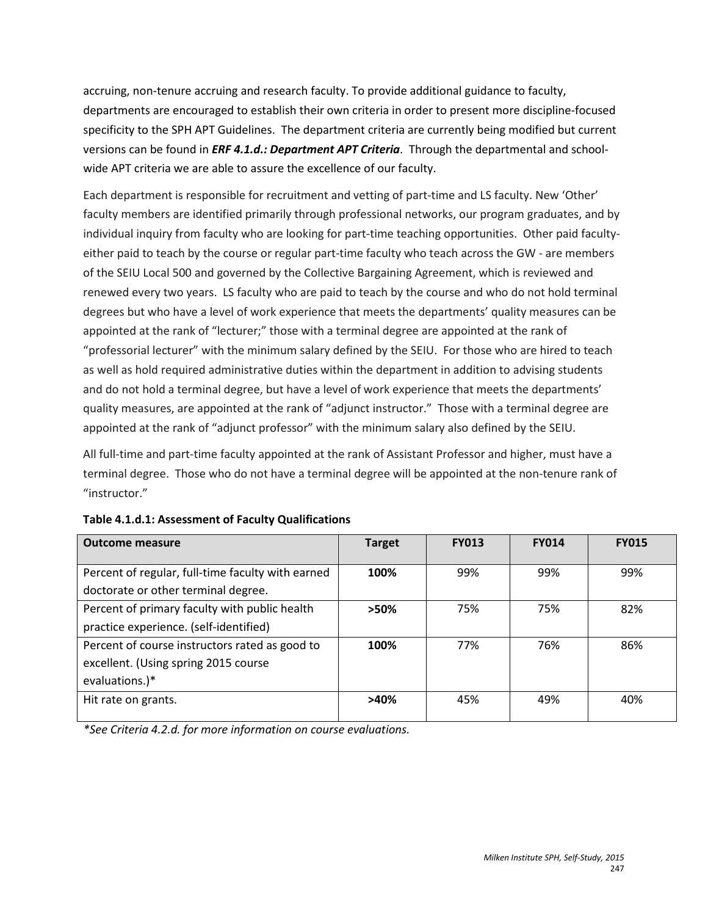accruing, non-tenure accruing and research faculty. To provide additional guidance to faculty, departments are encouraged to establish their own criteria in order to present more discipline-focused specificity to the SPH APT Guidelines. The department criteria are currently being modified but current versions can be found in ***ERF 4.1.d.: Department APT Criteria***. Through the departmental and school-wide APT criteria we are able to assure the excellence of our faculty.

Each department is responsible for recruitment and vetting of part-time and LS faculty. New 'Other' faculty members are identified primarily through professional networks, our program graduates, and by individual inquiry from faculty who are looking for part-time teaching opportunities. Other paid faculty-either paid to teach by the course or regular part-time faculty who teach across the GW - are members of the SEIU Local 500 and governed by the Collective Bargaining Agreement, which is reviewed and renewed every two years. LS faculty who are paid to teach by the course and who do not hold terminal degrees but who have a level of work experience that meets the departments' quality measures can be appointed at the rank of "lecturer;" those with a terminal degree are appointed at the rank of "professorial lecturer" with the minimum salary defined by the SEIU. For those who are hired to teach as well as hold required administrative duties within the department in addition to advising students and do not hold a terminal degree, but have a level of work experience that meets the departments' quality measures, are appointed at the rank of "adjunct instructor." Those with a terminal degree are appointed at the rank of "adjunct professor" with the minimum salary also defined by the SEIU.

All full-time and part-time faculty appointed at the rank of Assistant Professor and higher, must have a terminal degree. Those who do not have a terminal degree will be appointed at the non-tenure rank of "instructor."

**Table 4.1.d.1: Assessment of Faculty Qualifications**

| Outcome measure | Target | FY013 | FY014 | FY015 |
|---|---|---|---|---|
| Percent of regular, full-time faculty with earned doctorate or other terminal degree. | **100%** | 99% | 99% | 99% |
| Percent of primary faculty with public health practice experience. (self-identified) | **>50%** | 75% | 75% | 82% |
| Percent of course instructors rated as good to excellent. (Using spring 2015 course evaluations.)* | **100%** | 77% | 76% | 86% |
| Hit rate on grants. | **>40%** | 45% | 49% | 40% |

*\*See Criteria 4.2.d. for more information on course evaluations.*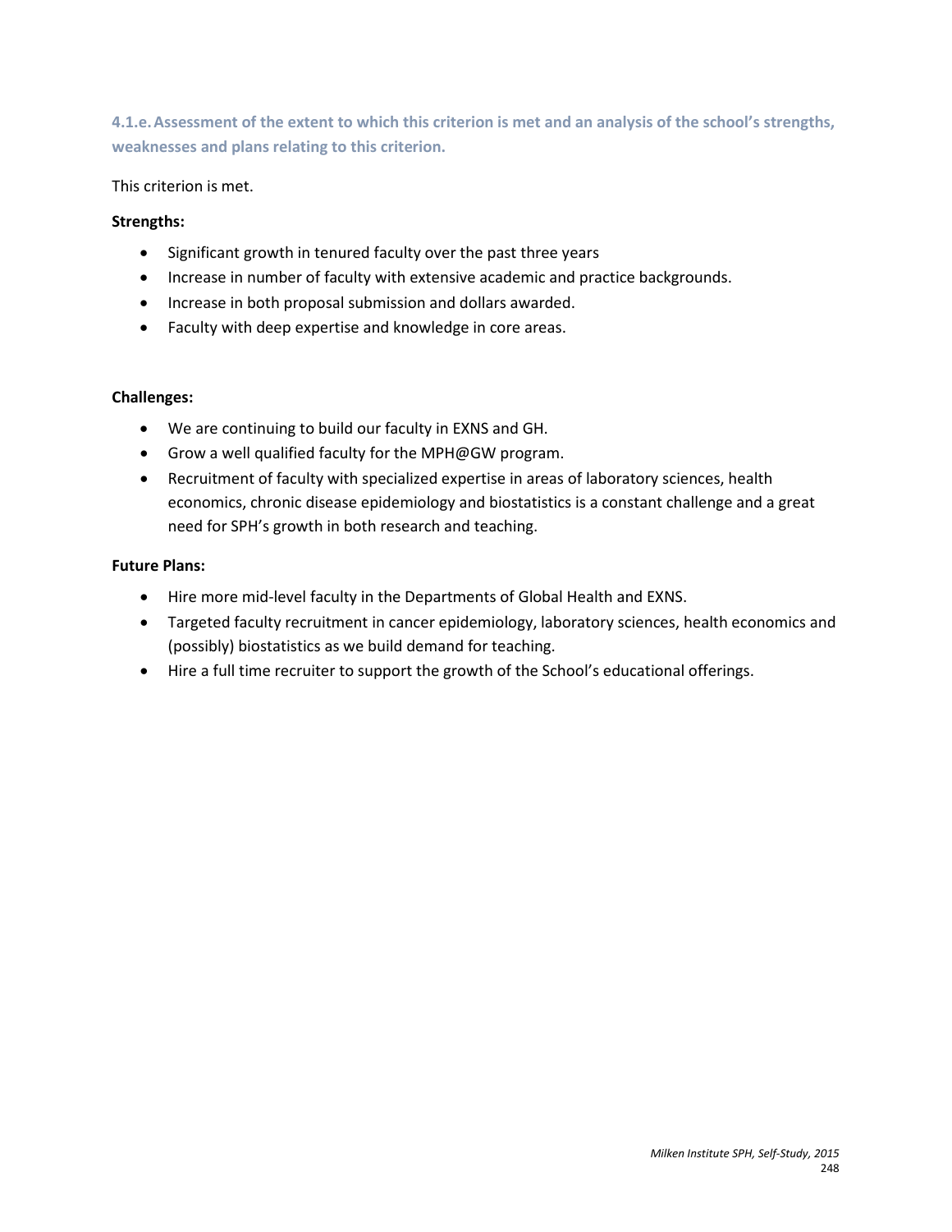### 4.1.e. Assessment of the extent to which this criterion is met and an analysis of the school's strengths, weaknesses and plans relating to this criterion.

This criterion is met.

**Strengths:**

- Significant growth in tenured faculty over the past three years
- Increase in number of faculty with extensive academic and practice backgrounds.
- Increase in both proposal submission and dollars awarded.
- Faculty with deep expertise and knowledge in core areas.

**Challenges:**

- We are continuing to build our faculty in EXNS and GH.
- Grow a well qualified faculty for the MPH@GW program.
- Recruitment of faculty with specialized expertise in areas of laboratory sciences, health economics, chronic disease epidemiology and biostatistics is a constant challenge and a great need for SPH's growth in both research and teaching.

**Future Plans:**

- Hire more mid-level faculty in the Departments of Global Health and EXNS.
- Targeted faculty recruitment in cancer epidemiology, laboratory sciences, health economics and (possibly) biostatistics as we build demand for teaching.
- Hire a full time recruiter to support the growth of the School's educational offerings.